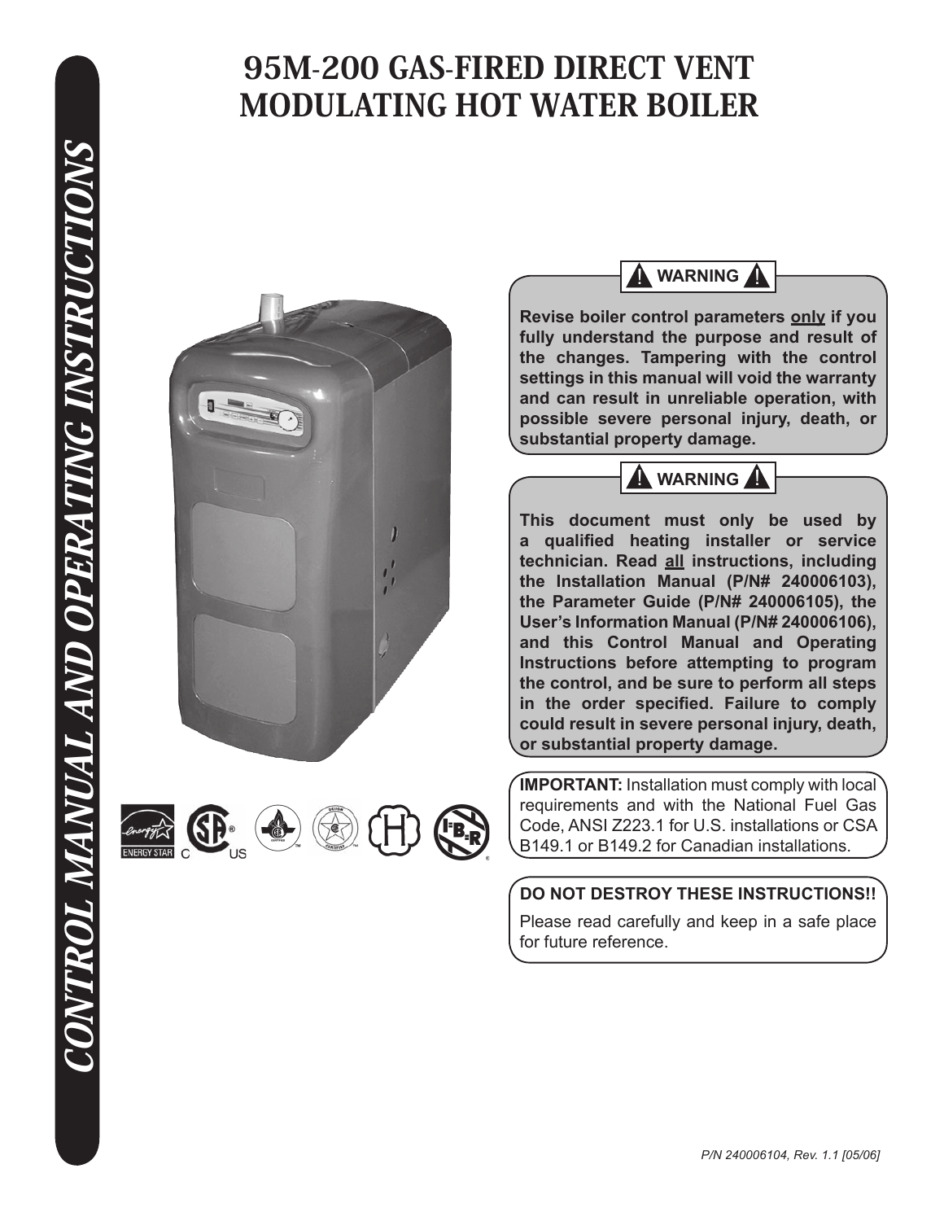# 95M-200 GAS-FIRED DIRECT VENT MODULATING HOT WATER BOILER

*CONTROL MANUAL AND OPERATING INSTRUCTIONS*

**⚠ WARNING ⚠**

**Revise boiler control parameters only if you fully understand the purpose and result of the changes. Tampering with the control settings in this manual will void the warranty and can result in unreliable operation, with possible severe personal injury, death, or substantial property damage.**

**⚠ WARNING ⚠**

**This document must only be used by a qualified heating installer or service technician. Read all instructions, including the Installation Manual (P/N# 240006103), the Parameter Guide (P/N# 240006105), the User's Information Manual (P/N# 240006106), and this Control Manual and Operating Instructions before attempting to program the control, and be sure to perform all steps in the order specified. Failure to comply could result in severe personal injury, death, or substantial property damage.**

**IMPORTANT:** Installation must comply with local requirements and with the National Fuel Gas Code, ANSI Z223.1 for U.S. installations or CSA B149.1 or B149.2 for Canadian installations.

**DO NOT DESTROY THESE INSTRUCTIONS!!**

Please read carefully and keep in a safe place for future reference.

*P/N 240006104, Rev. 1.1 [05/06]*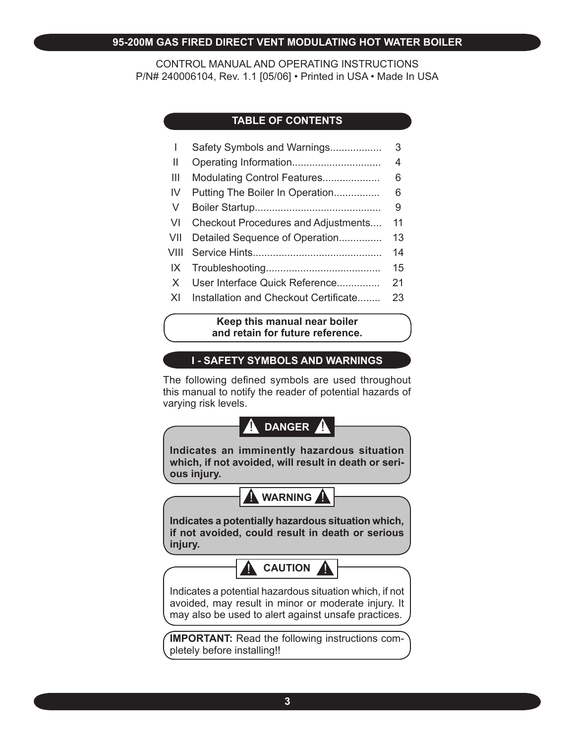# 95-200M GAS FIRED DIRECT VENT MODULATING HOT WATER BOILER

CONTROL MANUAL AND OPERATING INSTRUCTIONS
P/N# 240006104, Rev. 1.1 [05/06] • Printed in USA • Made In USA

## TABLE OF CONTENTS

| | | |
|---|---|---|
| I | Safety Symbols and Warnings | 3 |
| II | Operating Information | 4 |
| III | Modulating Control Features | 6 |
| IV | Putting The Boiler In Operation | 6 |
| V | Boiler Startup | 9 |
| VI | Checkout Procedures and Adjustments | 11 |
| VII | Detailed Sequence of Operation | 13 |
| VIII | Service Hints | 14 |
| IX | Troubleshooting | 15 |
| X | User Interface Quick Reference | 21 |
| XI | Installation and Checkout Certificate | 23 |

**Keep this manual near boiler and retain for future reference.**

## I - SAFETY SYMBOLS AND WARNINGS

The following defined symbols are used throughout this manual to notify the reader of potential hazards of varying risk levels.

**⚠ DANGER ⚠**

**Indicates an imminently hazardous situation which, if not avoided, will result in death or serious injury.**

**⚠ WARNING ⚠**

**Indicates a potentially hazardous situation which, if not avoided, could result in death or serious injury.**

**⚠ CAUTION ⚠**

Indicates a potential hazardous situation which, if not avoided, may result in minor or moderate injury. It may also be used to alert against unsafe practices.

**IMPORTANT:** Read the following instructions completely before installing!!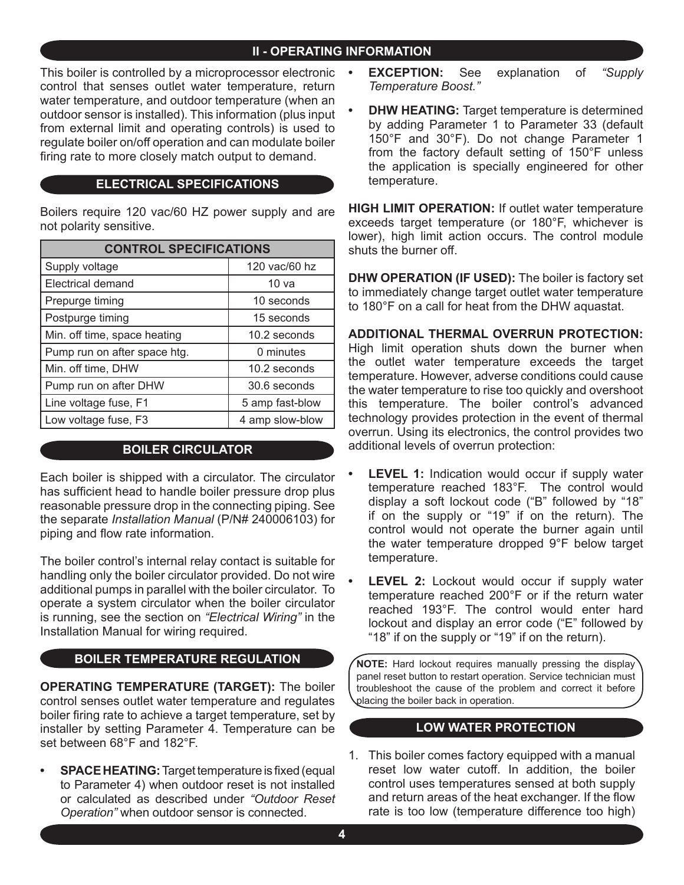# II - OPERATING INFORMATION

This boiler is controlled by a microprocessor electronic control that senses outlet water temperature, return water temperature, and outdoor temperature (when an outdoor sensor is installed). This information (plus input from external limit and operating controls) is used to regulate boiler on/off operation and can modulate boiler firing rate to more closely match output to demand.

## ELECTRICAL SPECIFICATIONS

Boilers require 120 vac/60 HZ power supply and are not polarity sensitive.

| CONTROL SPECIFICATIONS | |
|---|---|
| Supply voltage | 120 vac/60 hz |
| Electrical demand | 10 va |
| Prepurge timing | 10 seconds |
| Postpurge timing | 15 seconds |
| Min. off time, space heating | 10.2 seconds |
| Pump run on after space htg. | 0 minutes |
| Min. off time, DHW | 10.2 seconds |
| Pump run on after DHW | 30.6 seconds |
| Line voltage fuse, F1 | 5 amp fast-blow |
| Low voltage fuse, F3 | 4 amp slow-blow |

## BOILER CIRCULATOR

Each boiler is shipped with a circulator. The circulator has sufficient head to handle boiler pressure drop plus reasonable pressure drop in the connecting piping. See the separate *Installation Manual* (P/N# 240006103) for piping and flow rate information.

The boiler control's internal relay contact is suitable for handling only the boiler circulator provided. Do not wire additional pumps in parallel with the boiler circulator. To operate a system circulator when the boiler circulator is running, see the section on *"Electrical Wiring"* in the Installation Manual for wiring required.

## BOILER TEMPERATURE REGULATION

**OPERATING TEMPERATURE (TARGET):** The boiler control senses outlet water temperature and regulates boiler firing rate to achieve a target temperature, set by installer by setting Parameter 4. Temperature can be set between 68°F and 182°F.

- **SPACE HEATING:** Target temperature is fixed (equal to Parameter 4) when outdoor reset is not installed or calculated as described under *"Outdoor Reset Operation"* when outdoor sensor is connected.
- **EXCEPTION:** See explanation of *"Supply Temperature Boost."*
- **DHW HEATING:** Target temperature is determined by adding Parameter 1 to Parameter 33 (default 150°F and 30°F). Do not change Parameter 1 from the factory default setting of 150°F unless the application is specially engineered for other temperature.

**HIGH LIMIT OPERATION:** If outlet water temperature exceeds target temperature (or 180°F, whichever is lower), high limit action occurs. The control module shuts the burner off.

**DHW OPERATION (IF USED):** The boiler is factory set to immediately change target outlet water temperature to 180°F on a call for heat from the DHW aquastat.

**ADDITIONAL THERMAL OVERRUN PROTECTION:** High limit operation shuts down the burner when the outlet water temperature exceeds the target temperature. However, adverse conditions could cause the water temperature to rise too quickly and overshoot this temperature. The boiler control's advanced technology provides protection in the event of thermal overrun. Using its electronics, the control provides two additional levels of overrun protection:

- **LEVEL 1:** Indication would occur if supply water temperature reached 183°F. The control would display a soft lockout code ("B" followed by "18" if on the supply or "19" if on the return). The control would not operate the burner again until the water temperature dropped 9°F below target temperature.
- **LEVEL 2:** Lockout would occur if supply water temperature reached 200°F or if the return water reached 193°F. The control would enter hard lockout and display an error code ("E" followed by "18" if on the supply or "19" if on the return).

**NOTE:** Hard lockout requires manually pressing the display panel reset button to restart operation. Service technician must troubleshoot the cause of the problem and correct it before placing the boiler back in operation.

## LOW WATER PROTECTION

1. This boiler comes factory equipped with a manual reset low water cutoff. In addition, the boiler control uses temperatures sensed at both supply and return areas of the heat exchanger. If the flow rate is too low (temperature difference too high)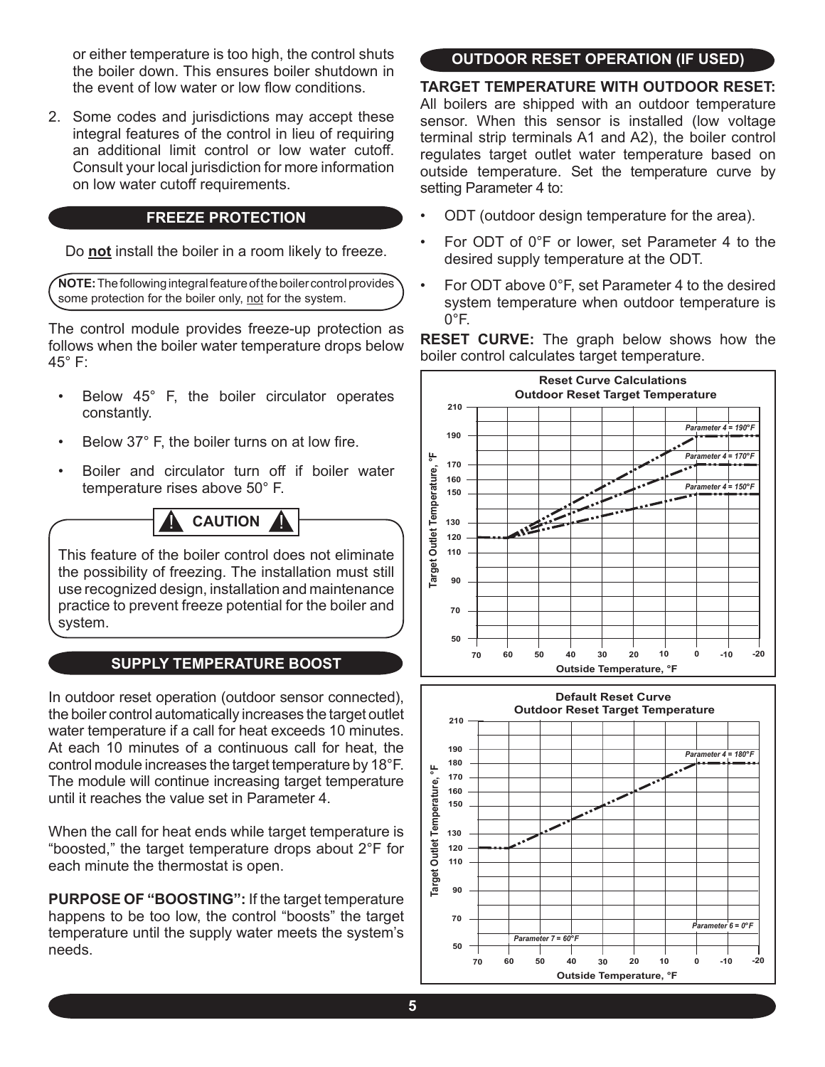or either temperature is too high, the control shuts the boiler down. This ensures boiler shutdown in the event of low water or low flow conditions.

2. Some codes and jurisdictions may accept these integral features of the control in lieu of requiring an additional limit control or low water cutoff. Consult your local jurisdiction for more information on low water cutoff requirements.

## FREEZE PROTECTION

Do **not** install the boiler in a room likely to freeze.

**NOTE:** The following integral feature of the boiler control provides some protection for the boiler only, not for the system.

The control module provides freeze-up protection as follows when the boiler water temperature drops below 45° F:

- Below 45° F, the boiler circulator operates constantly.
- Below 37° F, the boiler turns on at low fire.
- Boiler and circulator turn off if boiler water temperature rises above 50° F.

**⚠ CAUTION ⚠**

This feature of the boiler control does not eliminate the possibility of freezing. The installation must still use recognized design, installation and maintenance practice to prevent freeze potential for the boiler and system.

## SUPPLY TEMPERATURE BOOST

In outdoor reset operation (outdoor sensor connected), the boiler control automatically increases the target outlet water temperature if a call for heat exceeds 10 minutes. At each 10 minutes of a continuous call for heat, the control module increases the target temperature by 18°F. The module will continue increasing target temperature until it reaches the value set in Parameter 4.

When the call for heat ends while target temperature is "boosted," the target temperature drops about 2°F for each minute the thermostat is open.

**PURPOSE OF "BOOSTING":** If the target temperature happens to be too low, the control "boosts" the target temperature until the supply water meets the system's needs.

## OUTDOOR RESET OPERATION (IF USED)

**TARGET TEMPERATURE WITH OUTDOOR RESET:** All boilers are shipped with an outdoor temperature sensor. When this sensor is installed (low voltage terminal strip terminals A1 and A2), the boiler control regulates target outlet water temperature based on outside temperature. Set the temperature curve by setting Parameter 4 to:

- ODT (outdoor design temperature for the area).
- For ODT of 0°F or lower, set Parameter 4 to the desired supply temperature at the ODT.
- For ODT above 0°F, set Parameter 4 to the desired system temperature when outdoor temperature is 0°F.

**RESET CURVE:** The graph below shows how the boiler control calculates target temperature.

**Reset Curve Calculations**
**Outdoor Reset Target Temperature**

Target Outlet Temperature, °F: 210, 190, 170, 160, 150, 130, 120, 110, 90, 70, 50

Outside Temperature, °F: 70, 60, 50, 40, 30, 20, 10, 0, -10, -20

*Parameter 4 = 190°F*
*Parameter 4 = 170°F*
*Parameter 4 = 150°F*

**Default Reset Curve**
**Outdoor Reset Target Temperature**

Target Outlet Temperature, °F: 210, 190, 180, 170, 160, 150, 130, 120, 110, 90, 70, 50

Outside Temperature, °F: 70, 60, 50, 40, 30, 20, 10, 0, -10, -20

*Parameter 4 = 180°F*
*Parameter 6 = 0°F*
*Parameter 7 = 60°F*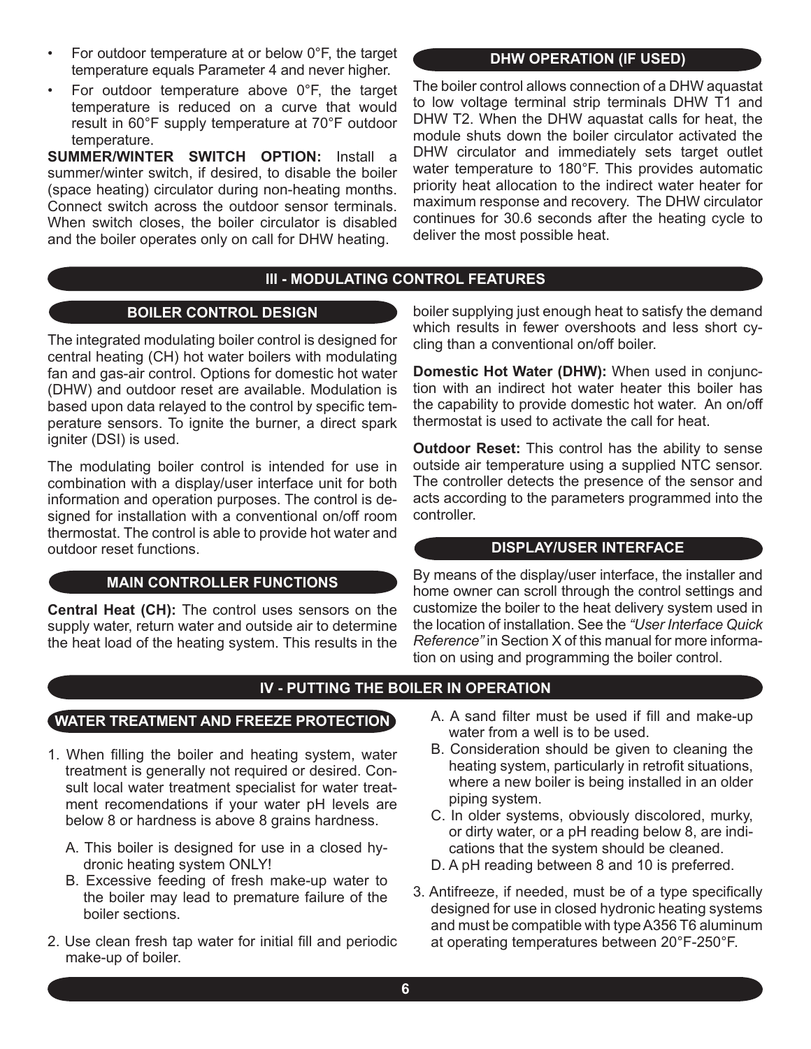- For outdoor temperature at or below 0°F, the target temperature equals Parameter 4 and never higher.
- For outdoor temperature above 0°F, the target temperature is reduced on a curve that would result in 60°F supply temperature at 70°F outdoor temperature.

**SUMMER/WINTER SWITCH OPTION:** Install a summer/winter switch, if desired, to disable the boiler (space heating) circulator during non-heating months. Connect switch across the outdoor sensor terminals. When switch closes, the boiler circulator is disabled and the boiler operates only on call for DHW heating.

### DHW OPERATION (IF USED)

The boiler control allows connection of a DHW aquastat to low voltage terminal strip terminals DHW T1 and DHW T2. When the DHW aquastat calls for heat, the module shuts down the boiler circulator activated the DHW circulator and immediately sets target outlet water temperature to 180°F. This provides automatic priority heat allocation to the indirect water heater for maximum response and recovery. The DHW circulator continues for 30.6 seconds after the heating cycle to deliver the most possible heat.

## III - MODULATING CONTROL FEATURES

### BOILER CONTROL DESIGN

The integrated modulating boiler control is designed for central heating (CH) hot water boilers with modulating fan and gas-air control. Options for domestic hot water (DHW) and outdoor reset are available. Modulation is based upon data relayed to the control by specific temperature sensors. To ignite the burner, a direct spark igniter (DSI) is used.

The modulating boiler control is intended for use in combination with a display/user interface unit for both information and operation purposes. The control is designed for installation with a conventional on/off room thermostat. The control is able to provide hot water and outdoor reset functions.

### MAIN CONTROLLER FUNCTIONS

**Central Heat (CH):** The control uses sensors on the supply water, return water and outside air to determine the heat load of the heating system. This results in the boiler supplying just enough heat to satisfy the demand which results in fewer overshoots and less short cycling than a conventional on/off boiler.

**Domestic Hot Water (DHW):** When used in conjunction with an indirect hot water heater this boiler has the capability to provide domestic hot water. An on/off thermostat is used to activate the call for heat.

**Outdoor Reset:** This control has the ability to sense outside air temperature using a supplied NTC sensor. The controller detects the presence of the sensor and acts according to the parameters programmed into the controller.

### DISPLAY/USER INTERFACE

By means of the display/user interface, the installer and home owner can scroll through the control settings and customize the boiler to the heat delivery system used in the location of installation. See the *"User Interface Quick Reference"* in Section X of this manual for more information on using and programming the boiler control.

## IV - PUTTING THE BOILER IN OPERATION

### WATER TREATMENT AND FREEZE PROTECTION

1. When filling the boiler and heating system, water treatment is generally not required or desired. Consult local water treatment specialist for water treatment recomendations if your water pH levels are below 8 or hardness is above 8 grains hardness.
   A. This boiler is designed for use in a closed hydronic heating system ONLY!
   B. Excessive feeding of fresh make-up water to the boiler may lead to premature failure of the boiler sections.
2. Use clean fresh tap water for initial fill and periodic make-up of boiler.
   A. A sand filter must be used if fill and make-up water from a well is to be used.
   B. Consideration should be given to cleaning the heating system, particularly in retrofit situations, where a new boiler is being installed in an older piping system.
   C. In older systems, obviously discolored, murky, or dirty water, or a pH reading below 8, are indications that the system should be cleaned.
   D. A pH reading between 8 and 10 is preferred.
3. Antifreeze, if needed, must be of a type specifically designed for use in closed hydronic heating systems and must be compatible with type A356 T6 aluminum at operating temperatures between 20°F-250°F.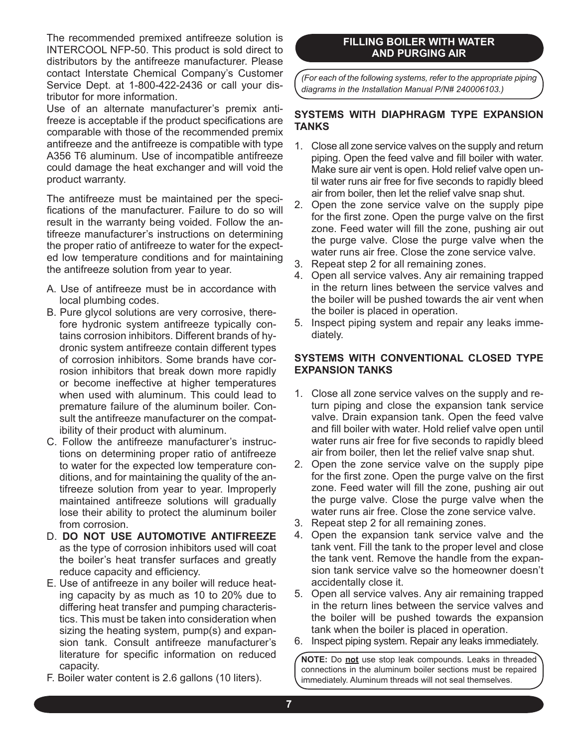The recommended premixed antifreeze solution is INTERCOOL NFP-50. This product is sold direct to distributors by the antifreeze manufacturer. Please contact Interstate Chemical Company's Customer Service Dept. at 1-800-422-2436 or call your distributor for more information.

Use of an alternate manufacturer's premix antifreeze is acceptable if the product specifications are comparable with those of the recommended premix antifreeze and the antifreeze is compatible with type A356 T6 aluminum. Use of incompatible antifreeze could damage the heat exchanger and will void the product warranty.

The antifreeze must be maintained per the specifications of the manufacturer. Failure to do so will result in the warranty being voided. Follow the antifreeze manufacturer's instructions on determining the proper ratio of antifreeze to water for the expected low temperature conditions and for maintaining the antifreeze solution from year to year.

A. Use of antifreeze must be in accordance with local plumbing codes.
B. Pure glycol solutions are very corrosive, therefore hydronic system antifreeze typically contains corrosion inhibitors. Different brands of hydronic system antifreeze contain different types of corrosion inhibitors. Some brands have corrosion inhibitors that break down more rapidly or become ineffective at higher temperatures when used with aluminum. This could lead to premature failure of the aluminum boiler. Consult the antifreeze manufacturer on the compatibility of their product with aluminum.
C. Follow the antifreeze manufacturer's instructions on determining proper ratio of antifreeze to water for the expected low temperature conditions, and for maintaining the quality of the antifreeze solution from year to year. Improperly maintained antifreeze solutions will gradually lose their ability to protect the aluminum boiler from corrosion.
D. **DO NOT USE AUTOMOTIVE ANTIFREEZE** as the type of corrosion inhibitors used will coat the boiler's heat transfer surfaces and greatly reduce capacity and efficiency.
E. Use of antifreeze in any boiler will reduce heating capacity by as much as 10 to 20% due to differing heat transfer and pumping characteristics. This must be taken into consideration when sizing the heating system, pump(s) and expansion tank. Consult antifreeze manufacturer's literature for specific information on reduced capacity.
F. Boiler water content is 2.6 gallons (10 liters).

## FILLING BOILER WITH WATER AND PURGING AIR

*(For each of the following systems, refer to the appropriate piping diagrams in the Installation Manual P/N# 240006103.)*

### SYSTEMS WITH DIAPHRAGM TYPE EXPANSION TANKS

1. Close all zone service valves on the supply and return piping. Open the feed valve and fill boiler with water. Make sure air vent is open. Hold relief valve open until water runs air free for five seconds to rapidly bleed air from boiler, then let the relief valve snap shut.
2. Open the zone service valve on the supply pipe for the first zone. Open the purge valve on the first zone. Feed water will fill the zone, pushing air out the purge valve. Close the purge valve when the water runs air free. Close the zone service valve.
3. Repeat step 2 for all remaining zones.
4. Open all service valves. Any air remaining trapped in the return lines between the service valves and the boiler will be pushed towards the air vent when the boiler is placed in operation.
5. Inspect piping system and repair any leaks immediately.

### SYSTEMS WITH CONVENTIONAL CLOSED TYPE EXPANSION TANKS

1. Close all zone service valves on the supply and return piping and close the expansion tank service valve. Drain expansion tank. Open the feed valve and fill boiler with water. Hold relief valve open until water runs air free for five seconds to rapidly bleed air from boiler, then let the relief valve snap shut.
2. Open the zone service valve on the supply pipe for the first zone. Open the purge valve on the first zone. Feed water will fill the zone, pushing air out the purge valve. Close the purge valve when the water runs air free. Close the zone service valve.
3. Repeat step 2 for all remaining zones.
4. Open the expansion tank service valve and the tank vent. Fill the tank to the proper level and close the tank vent. Remove the handle from the expansion tank service valve so the homeowner doesn't accidentally close it.
5. Open all service valves. Any air remaining trapped in the return lines between the service valves and the boiler will be pushed towards the expansion tank when the boiler is placed in operation.
6. Inspect piping system. Repair any leaks immediately.

**NOTE:** Do **not** use stop leak compounds. Leaks in threaded connections in the aluminum boiler sections must be repaired immediately. Aluminum threads will not seal themselves.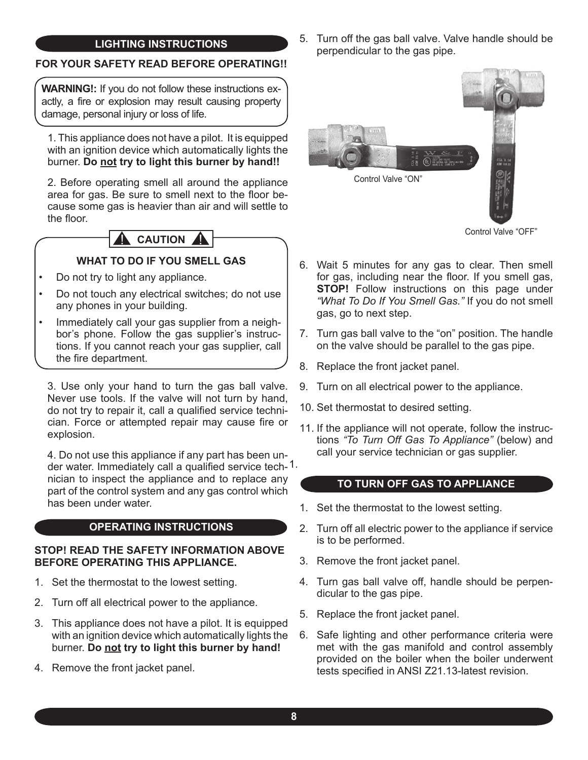## LIGHTING INSTRUCTIONS

**FOR YOUR SAFETY READ BEFORE OPERATING!!**

**WARNING!:** If you do not follow these instructions exactly, a fire or explosion may result causing property damage, personal injury or loss of life.

1. This appliance does not have a pilot. It is equipped with an ignition device which automatically lights the burner. **Do not try to light this burner by hand!!**

2. Before operating smell all around the appliance area for gas. Be sure to smell next to the floor because some gas is heavier than air and will settle to the floor.

**CAUTION**

**WHAT TO DO IF YOU SMELL GAS**

- Do not try to light any appliance.
- Do not touch any electrical switches; do not use any phones in your building.
- Immediately call your gas supplier from a neighbor's phone. Follow the gas supplier's instructions. If you cannot reach your gas supplier, call the fire department.

3. Use only your hand to turn the gas ball valve. Never use tools. If the valve will not turn by hand, do not try to repair it, call a qualified service technician. Force or attempted repair may cause fire or explosion.

4. Do not use this appliance if any part has been under water. Immediately call a qualified service technician to inspect the appliance and to replace any part of the control system and any gas control which has been under water.

## OPERATING INSTRUCTIONS

**STOP! READ THE SAFETY INFORMATION ABOVE BEFORE OPERATING THIS APPLIANCE.**

1. Set the thermostat to the lowest setting.
2. Turn off all electrical power to the appliance.
3. This appliance does not have a pilot. It is equipped with an ignition device which automatically lights the burner. **Do not try to light this burner by hand!**
4. Remove the front jacket panel.
5. Turn off the gas ball valve. Valve handle should be perpendicular to the gas pipe.

Control Valve "ON"

Control Valve "OFF"

6. Wait 5 minutes for any gas to clear. Then smell for gas, including near the floor. If you smell gas, **STOP!** Follow instructions on this page under *"What To Do If You Smell Gas."* If you do not smell gas, go to next step.
7. Turn gas ball valve to the "on" position. The handle on the valve should be parallel to the gas pipe.
8. Replace the front jacket panel.
9. Turn on all electrical power to the appliance.
10. Set thermostat to desired setting.
11. If the appliance will not operate, follow the instructions *"To Turn Off Gas To Appliance"* (below) and call your service technician or gas supplier.

## TO TURN OFF GAS TO APPLIANCE

1. Set the thermostat to the lowest setting.
2. Turn off all electric power to the appliance if service is to be performed.
3. Remove the front jacket panel.
4. Turn gas ball valve off, handle should be perpendicular to the gas pipe.
5. Replace the front jacket panel.
6. Safe lighting and other performance criteria were met with the gas manifold and control assembly provided on the boiler when the boiler underwent tests specified in ANSI Z21.13-latest revision.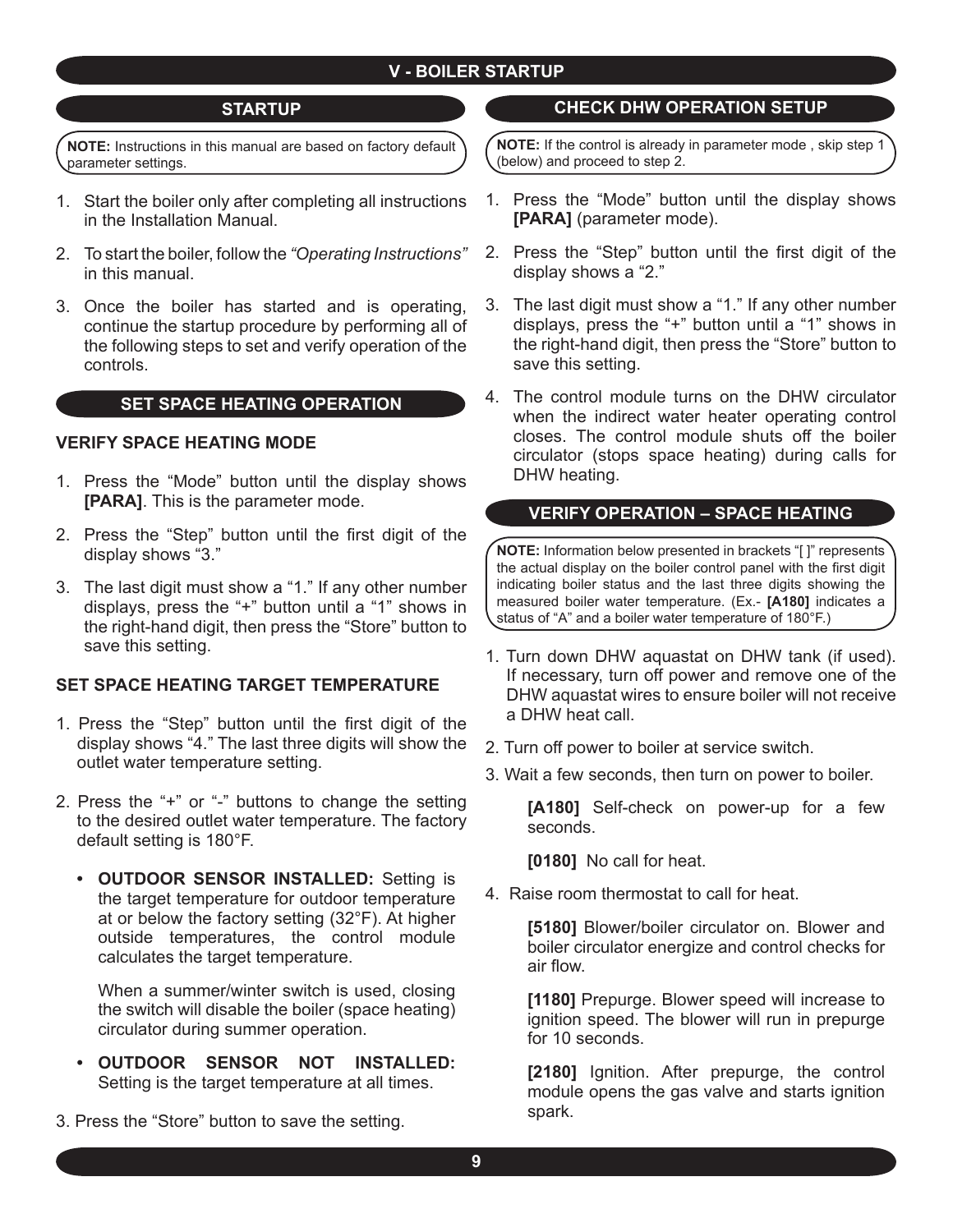# V - BOILER STARTUP

## STARTUP

**NOTE:** Instructions in this manual are based on factory default parameter settings.

1. Start the boiler only after completing all instructions in the Installation Manual.
2. To start the boiler, follow the *"Operating Instructions"* in this manual.
3. Once the boiler has started and is operating, continue the startup procedure by performing all of the following steps to set and verify operation of the controls.

## SET SPACE HEATING OPERATION

### VERIFY SPACE HEATING MODE

1. Press the "Mode" button until the display shows **[PARA]**. This is the parameter mode.
2. Press the "Step" button until the first digit of the display shows "3."
3. The last digit must show a "1." If any other number displays, press the "+" button until a "1" shows in the right-hand digit, then press the "Store" button to save this setting.

### SET SPACE HEATING TARGET TEMPERATURE

1. Press the "Step" button until the first digit of the display shows "4." The last three digits will show the outlet water temperature setting.
2. Press the "+" or "-" buttons to change the setting to the desired outlet water temperature. The factory default setting is 180°F.
   - **OUTDOOR SENSOR INSTALLED:** Setting is the target temperature for outdoor temperature at or below the factory setting (32°F). At higher outside temperatures, the control module calculates the target temperature.

     When a summer/winter switch is used, closing the switch will disable the boiler (space heating) circulator during summer operation.
   - **OUTDOOR SENSOR NOT INSTALLED:** Setting is the target temperature at all times.
3. Press the "Store" button to save the setting.

## CHECK DHW OPERATION SETUP

**NOTE:** If the control is already in parameter mode , skip step 1 (below) and proceed to step 2.

1. Press the "Mode" button until the display shows **[PARA]** (parameter mode).
2. Press the "Step" button until the first digit of the display shows a "2."
3. The last digit must show a "1." If any other number displays, press the "+" button until a "1" shows in the right-hand digit, then press the "Store" button to save this setting.
4. The control module turns on the DHW circulator when the indirect water heater operating control closes. The control module shuts off the boiler circulator (stops space heating) during calls for DHW heating.

## VERIFY OPERATION – SPACE HEATING

**NOTE:** Information below presented in brackets "[ ]" represents the actual display on the boiler control panel with the first digit indicating boiler status and the last three digits showing the measured boiler water temperature. (Ex.- **[A180]** indicates a status of "A" and a boiler water temperature of 180°F.)

1. Turn down DHW aquastat on DHW tank (if used). If necessary, turn off power and remove one of the DHW aquastat wires to ensure boiler will not receive a DHW heat call.
2. Turn off power to boiler at service switch.
3. Wait a few seconds, then turn on power to boiler.

   **[A180]** Self-check on power-up for a few seconds.

   **[0180]** No call for heat.
4. Raise room thermostat to call for heat.

   **[5180]** Blower/boiler circulator on. Blower and boiler circulator energize and control checks for air flow.

   **[1180]** Prepurge. Blower speed will increase to ignition speed. The blower will run in prepurge for 10 seconds.

   **[2180]** Ignition. After prepurge, the control module opens the gas valve and starts ignition spark.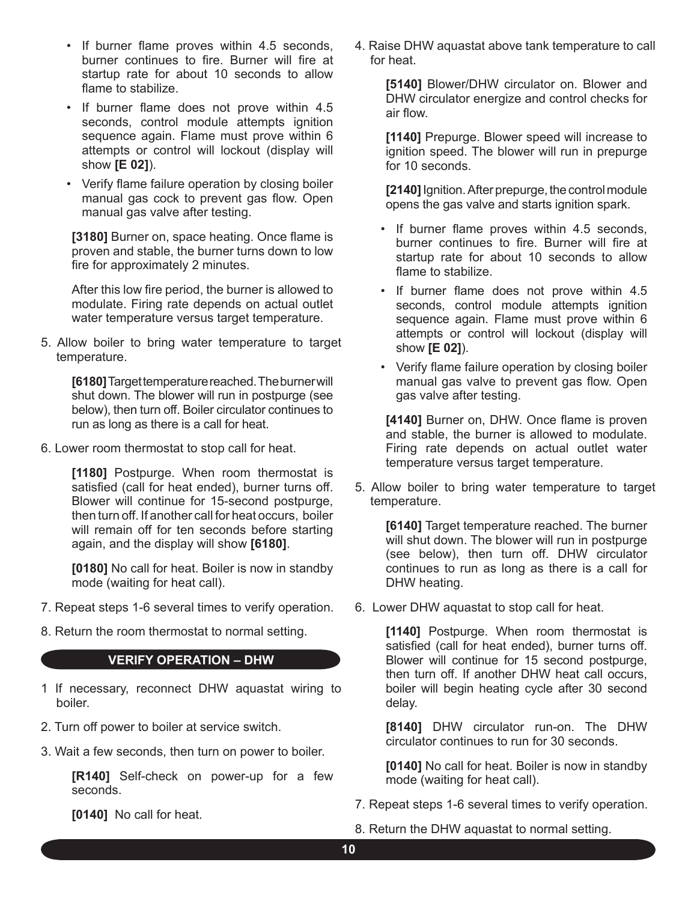- If burner flame proves within 4.5 seconds, burner continues to fire. Burner will fire at startup rate for about 10 seconds to allow flame to stabilize.
- If burner flame does not prove within 4.5 seconds, control module attempts ignition sequence again. Flame must prove within 6 attempts or control will lockout (display will show **[E 02]**).
- Verify flame failure operation by closing boiler manual gas cock to prevent gas flow. Open manual gas valve after testing.

**[3180]** Burner on, space heating. Once flame is proven and stable, the burner turns down to low fire for approximately 2 minutes.

After this low fire period, the burner is allowed to modulate. Firing rate depends on actual outlet water temperature versus target temperature.

5. Allow boiler to bring water temperature to target temperature.

   **[6180]** Target temperature reached. The burner will shut down. The blower will run in postpurge (see below), then turn off. Boiler circulator continues to run as long as there is a call for heat.

6. Lower room thermostat to stop call for heat.

   **[1180]** Postpurge. When room thermostat is satisfied (call for heat ended), burner turns off. Blower will continue for 15-second postpurge, then turn off. If another call for heat occurs, boiler will remain off for ten seconds before starting again, and the display will show **[6180]**.

   **[0180]** No call for heat. Boiler is now in standby mode (waiting for heat call).

7. Repeat steps 1-6 several times to verify operation.
8. Return the room thermostat to normal setting.

## VERIFY OPERATION – DHW

1. If necessary, reconnect DHW aquastat wiring to boiler.
2. Turn off power to boiler at service switch.
3. Wait a few seconds, then turn on power to boiler.

   **[R140]** Self-check on power-up for a few seconds.

   **[0140]** No call for heat.

4. Raise DHW aquastat above tank temperature to call for heat.

   **[5140]** Blower/DHW circulator on. Blower and DHW circulator energize and control checks for air flow.

   **[1140]** Prepurge. Blower speed will increase to ignition speed. The blower will run in prepurge for 10 seconds.

   **[2140]** Ignition. After prepurge, the control module opens the gas valve and starts ignition spark.

   - If burner flame proves within 4.5 seconds, burner continues to fire. Burner will fire at startup rate for about 10 seconds to allow flame to stabilize.
   - If burner flame does not prove within 4.5 seconds, control module attempts ignition sequence again. Flame must prove within 6 attempts or control will lockout (display will show **[E 02]**).
   - Verify flame failure operation by closing boiler manual gas valve to prevent gas flow. Open gas valve after testing.

   **[4140]** Burner on, DHW. Once flame is proven and stable, the burner is allowed to modulate. Firing rate depends on actual outlet water temperature versus target temperature.

5. Allow boiler to bring water temperature to target temperature.

   **[6140]** Target temperature reached. The burner will shut down. The blower will run in postpurge (see below), then turn off. DHW circulator continues to run as long as there is a call for DHW heating.

6. Lower DHW aquastat to stop call for heat.

   **[1140]** Postpurge. When room thermostat is satisfied (call for heat ended), burner turns off. Blower will continue for 15 second postpurge, then turn off. If another DHW heat call occurs, boiler will begin heating cycle after 30 second delay.

   **[8140]** DHW circulator run-on. The DHW circulator continues to run for 30 seconds.

   **[0140]** No call for heat. Boiler is now in standby mode (waiting for heat call).

7. Repeat steps 1-6 several times to verify operation.
8. Return the DHW aquastat to normal setting.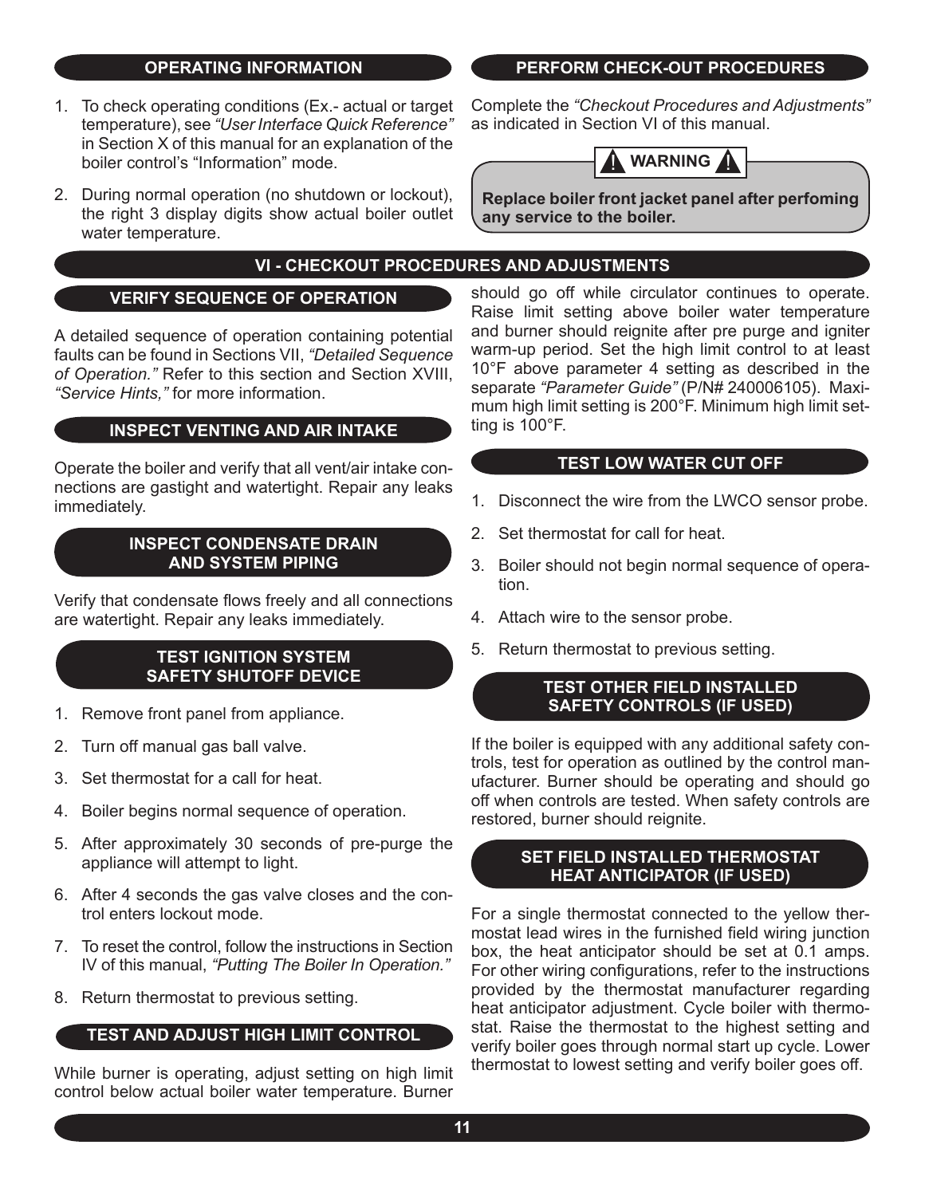## OPERATING INFORMATION

1. To check operating conditions (Ex.- actual or target temperature), see *"User Interface Quick Reference"* in Section X of this manual for an explanation of the boiler control's "Information" mode.
2. During normal operation (no shutdown or lockout), the right 3 display digits show actual boiler outlet water temperature.

## PERFORM CHECK-OUT PROCEDURES

Complete the *"Checkout Procedures and Adjustments"* as indicated in Section VI of this manual.

> **⚠ WARNING ⚠**
>
> **Replace boiler front jacket panel after perfoming any service to the boiler.**

# VI - CHECKOUT PROCEDURES AND ADJUSTMENTS

## VERIFY SEQUENCE OF OPERATION

A detailed sequence of operation containing potential faults can be found in Sections VII, *"Detailed Sequence of Operation."* Refer to this section and Section XVIII, *"Service Hints,"* for more information.

## INSPECT VENTING AND AIR INTAKE

Operate the boiler and verify that all vent/air intake connections are gastight and watertight. Repair any leaks immediately.

## INSPECT CONDENSATE DRAIN AND SYSTEM PIPING

Verify that condensate flows freely and all connections are watertight. Repair any leaks immediately.

## TEST IGNITION SYSTEM SAFETY SHUTOFF DEVICE

1. Remove front panel from appliance.
2. Turn off manual gas ball valve.
3. Set thermostat for a call for heat.
4. Boiler begins normal sequence of operation.
5. After approximately 30 seconds of pre-purge the appliance will attempt to light.
6. After 4 seconds the gas valve closes and the control enters lockout mode.
7. To reset the control, follow the instructions in Section IV of this manual, *"Putting The Boiler In Operation."*
8. Return thermostat to previous setting.

## TEST AND ADJUST HIGH LIMIT CONTROL

While burner is operating, adjust setting on high limit control below actual boiler water temperature. Burner should go off while circulator continues to operate. Raise limit setting above boiler water temperature and burner should reignite after pre purge and igniter warm-up period. Set the high limit control to at least 10°F above parameter 4 setting as described in the separate *"Parameter Guide"* (P/N# 240006105). Maximum high limit setting is 200°F. Minimum high limit setting is 100°F.

## TEST LOW WATER CUT OFF

1. Disconnect the wire from the LWCO sensor probe.
2. Set thermostat for call for heat.
3. Boiler should not begin normal sequence of operation.
4. Attach wire to the sensor probe.
5. Return thermostat to previous setting.

## TEST OTHER FIELD INSTALLED SAFETY CONTROLS (IF USED)

If the boiler is equipped with any additional safety controls, test for operation as outlined by the control manufacturer. Burner should be operating and should go off when controls are tested. When safety controls are restored, burner should reignite.

## SET FIELD INSTALLED THERMOSTAT HEAT ANTICIPATOR (IF USED)

For a single thermostat connected to the yellow thermostat lead wires in the furnished field wiring junction box, the heat anticipator should be set at 0.1 amps. For other wiring configurations, refer to the instructions provided by the thermostat manufacturer regarding heat anticipator adjustment. Cycle boiler with thermostat. Raise the thermostat to the highest setting and verify boiler goes through normal start up cycle. Lower thermostat to lowest setting and verify boiler goes off.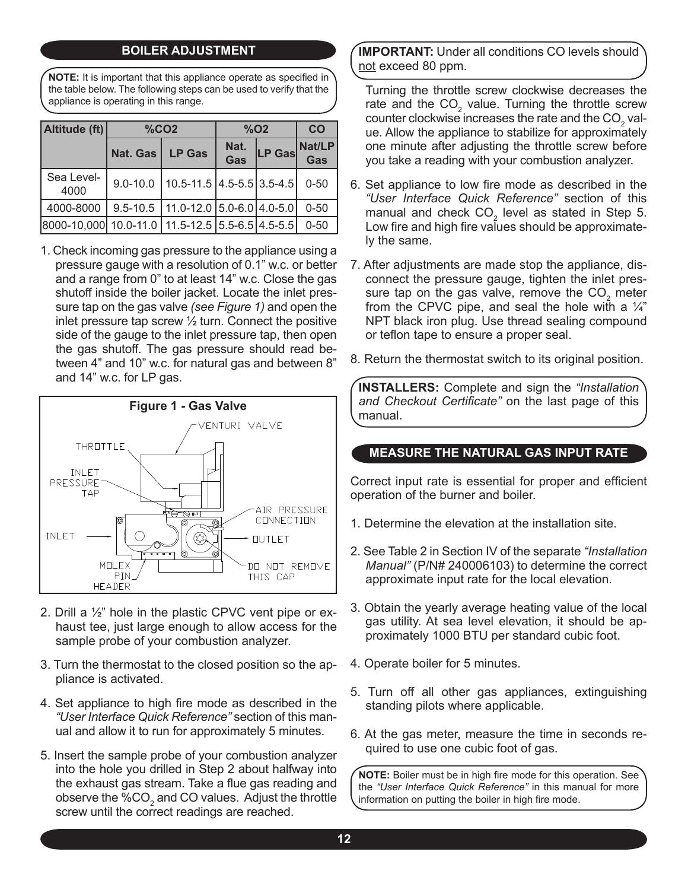## BOILER ADJUSTMENT

**NOTE:** It is important that this appliance operate as specified in the table below. The following steps can be used to verify that the appliance is operating in this range.

| Altitude (ft) | %CO2 | | %O2 | | CO |
|---|---|---|---|---|---|
| | Nat. Gas | LP Gas | Nat. Gas | LP Gas | Nat/LP Gas |
| Sea Level-4000 | 9.0-10.0 | 10.5-11.5 | 4.5-5.5 | 3.5-4.5 | 0-50 |
| 4000-8000 | 9.5-10.5 | 11.0-12.0 | 5.0-6.0 | 4.0-5.0 | 0-50 |
| 8000-10,000 | 10.0-11.0 | 11.5-12.5 | 5.5-6.5 | 4.5-5.5 | 0-50 |

1. Check incoming gas pressure to the appliance using a pressure gauge with a resolution of 0.1" w.c. or better and a range from 0" to at least 14" w.c. Close the gas shutoff inside the boiler jacket. Locate the inlet pressure tap on the gas valve *(see Figure 1)* and open the inlet pressure tap screw ½ turn. Connect the positive side of the gauge to the inlet pressure tap, then open the gas shutoff. The gas pressure should read between 4" and 10" w.c. for natural gas and between 8" and 14" w.c. for LP gas.

**Figure 1 - Gas Valve**

2. Drill a ½" hole in the plastic CPVC vent pipe or exhaust tee, just large enough to allow access for the sample probe of your combustion analyzer.

3. Turn the thermostat to the closed position so the appliance is activated.

4. Set appliance to high fire mode as described in the *"User Interface Quick Reference"* section of this manual and allow it to run for approximately 5 minutes.

5. Insert the sample probe of your combustion analyzer into the hole you drilled in Step 2 about halfway into the exhaust gas stream. Take a flue gas reading and observe the %$CO_2$ and CO values. Adjust the throttle screw until the correct readings are reached.

**IMPORTANT:** Under all conditions CO levels should not exceed 80 ppm.

Turning the throttle screw clockwise decreases the rate and the $CO_2$ value. Turning the throttle screw counter clockwise increases the rate and the $CO_2$ value. Allow the appliance to stabilize for approximately one minute after adjusting the throttle screw before you take a reading with your combustion analyzer.

6. Set appliance to low fire mode as described in the *"User Interface Quick Reference"* section of this manual and check $CO_2$ level as stated in Step 5. Low fire and high fire values should be approximately the same.

7. After adjustments are made stop the appliance, disconnect the pressure gauge, tighten the inlet pressure tap on the gas valve, remove the $CO_2$ meter from the CPVC pipe, and seal the hole with a ¼" NPT black iron plug. Use thread sealing compound or teflon tape to ensure a proper seal.

8. Return the thermostat switch to its original position.

**INSTALLERS:** Complete and sign the *"Installation and Checkout Certificate"* on the last page of this manual.

## MEASURE THE NATURAL GAS INPUT RATE

Correct input rate is essential for proper and efficient operation of the burner and boiler.

1. Determine the elevation at the installation site.

2. See Table 2 in Section IV of the separate *"Installation Manual"* (P/N# 240006103) to determine the correct approximate input rate for the local elevation.

3. Obtain the yearly average heating value of the local gas utility. At sea level elevation, it should be approximately 1000 BTU per standard cubic foot.

4. Operate boiler for 5 minutes.

5. Turn off all other gas appliances, extinguishing standing pilots where applicable.

6. At the gas meter, measure the time in seconds required to use one cubic foot of gas.

**NOTE:** Boiler must be in high fire mode for this operation. See the *"User Interface Quick Reference"* in this manual for more information on putting the boiler in high fire mode.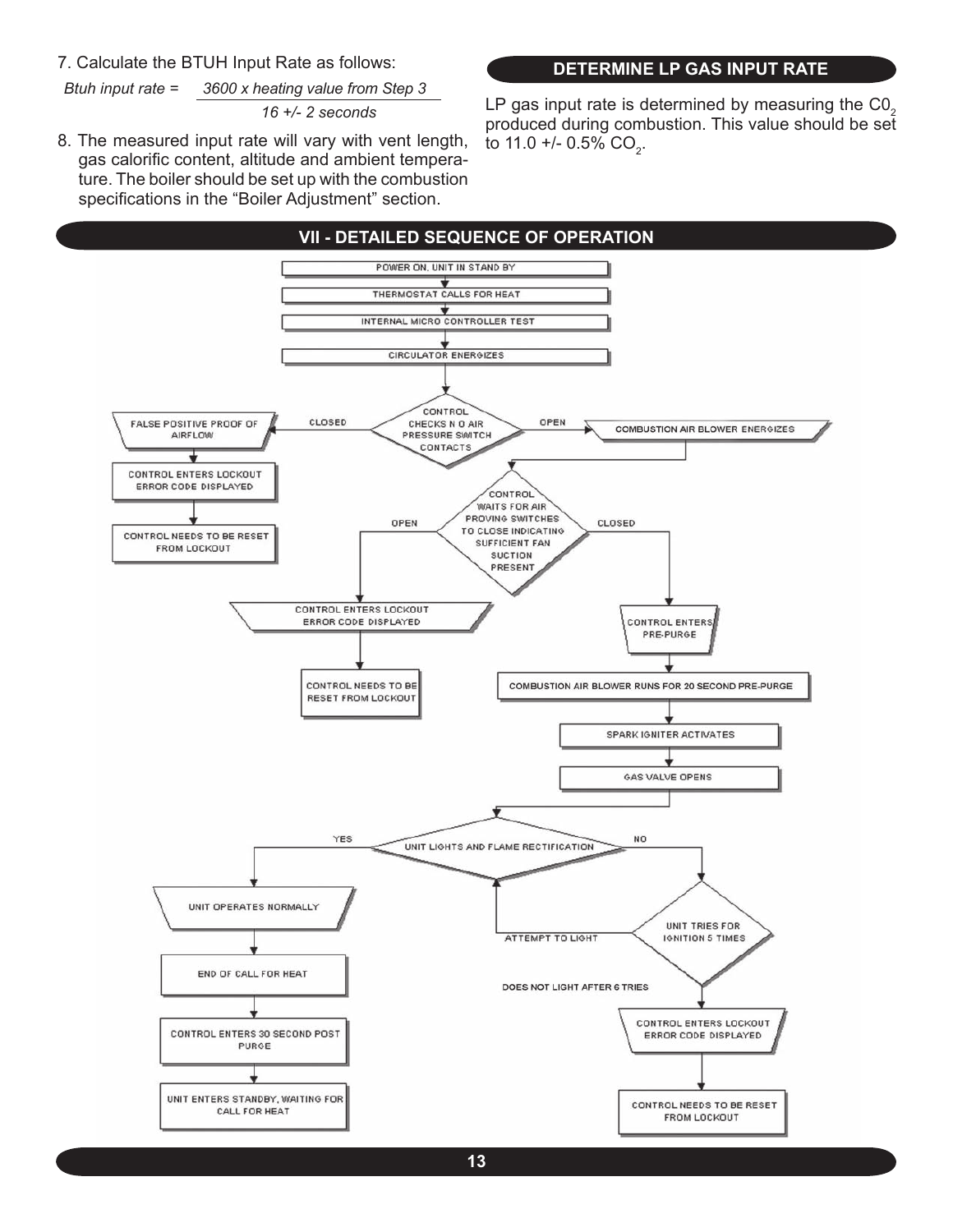7. Calculate the BTUH Input Rate as follows:

$$\text{Btuh input rate} = \frac{3600 \times \text{heating value from Step 3}}{16 \pm 2 \text{ seconds}}$$

8. The measured input rate will vary with vent length, gas calorific content, altitude and ambient temperature. The boiler should be set up with the combustion specifications in the "Boiler Adjustment" section.

## DETERMINE LP GAS INPUT RATE

LP gas input rate is determined by measuring the $C0_2$ produced during combustion. This value should be set to 11.0 +/- 0.5% $CO_2$.

## VII - DETAILED SEQUENCE OF OPERATION

- POWER ON, UNIT IN STAND BY
- THERMOSTAT CALLS FOR HEAT
- INTERNAL MICRO CONTROLLER TEST
- CIRCULATOR ENERGIZES
- CONTROL CHECKS N O AIR PRESSURE SWITCH CONTACTS
  - CLOSED: FALSE POSITIVE PROOF OF AIRFLOW → CONTROL ENTERS LOCKOUT ERROR CODE DISPLAYED → CONTROL NEEDS TO BE RESET FROM LOCKOUT
  - OPEN: COMBUSTION AIR BLOWER ENERGIZES
- CONTROL WAITS FOR AIR PROVING SWITCHES TO CLOSE INDICATING SUFFICIENT FAN SUCTION PRESENT
  - OPEN: CONTROL ENTERS LOCKOUT ERROR CODE DISPLAYED → CONTROL NEEDS TO BE RESET FROM LOCKOUT
  - CLOSED: CONTROL ENTERS PRE-PURGE
- COMBUSTION AIR BLOWER RUNS FOR 20 SECOND PRE-PURGE
- SPARK IGNITER ACTIVATES
- GAS VALVE OPENS
- UNIT LIGHTS AND FLAME RECTIFICATION
  - YES: UNIT OPERATES NORMALLY → END OF CALL FOR HEAT → CONTROL ENTERS 30 SECOND POST PURGE → UNIT ENTERS STANDBY, WAITING FOR CALL FOR HEAT
  - NO: UNIT TRIES FOR IGNITION 5 TIMES
    - ATTEMPT TO LIGHT → UNIT LIGHTS AND FLAME RECTIFICATION
    - DOES NOT LIGHT AFTER 6 TRIES → CONTROL ENTERS LOCKOUT ERROR CODE DISPLAYED → CONTROL NEEDS TO BE RESET FROM LOCKOUT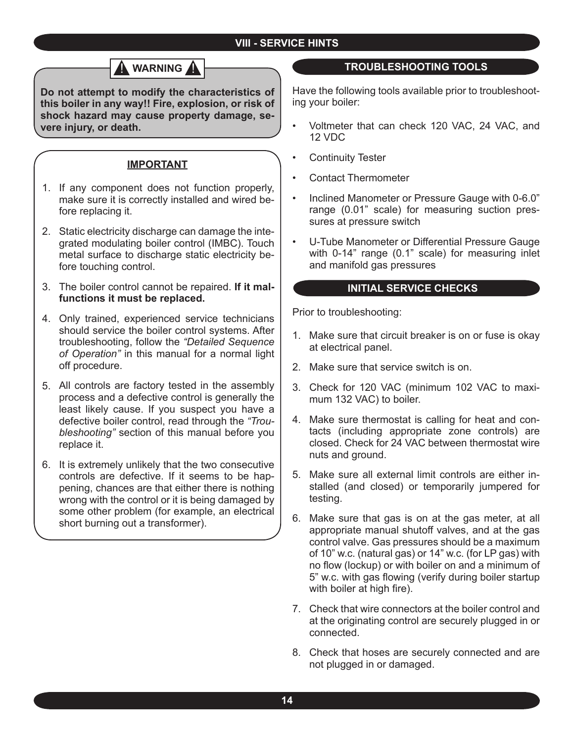# VIII - SERVICE HINTS

**⚠ WARNING ⚠**

**Do not attempt to modify the characteristics of this boiler in any way!! Fire, explosion, or risk of shock hazard may cause property damage, severe injury, or death.**

**IMPORTANT**

1. If any component does not function properly, make sure it is correctly installed and wired before replacing it.
2. Static electricity discharge can damage the integrated modulating boiler control (IMBC). Touch metal surface to discharge static electricity before touching control.
3. The boiler control cannot be repaired. **If it malfunctions it must be replaced.**
4. Only trained, experienced service technicians should service the boiler control systems. After troubleshooting, follow the *"Detailed Sequence of Operation"* in this manual for a normal light off procedure.
5. All controls are factory tested in the assembly process and a defective control is generally the least likely cause. If you suspect you have a defective boiler control, read through the *"Troubleshooting"* section of this manual before you replace it.
6. It is extremely unlikely that the two consecutive controls are defective. If it seems to be happening, chances are that either there is nothing wrong with the control or it is being damaged by some other problem (for example, an electrical short burning out a transformer).

## TROUBLESHOOTING TOOLS

Have the following tools available prior to troubleshooting your boiler:

- Voltmeter that can check 120 VAC, 24 VAC, and 12 VDC
- Continuity Tester
- Contact Thermometer
- Inclined Manometer or Pressure Gauge with 0-6.0" range (0.01" scale) for measuring suction pressures at pressure switch
- U-Tube Manometer or Differential Pressure Gauge with 0-14" range (0.1" scale) for measuring inlet and manifold gas pressures

## INITIAL SERVICE CHECKS

Prior to troubleshooting:

1. Make sure that circuit breaker is on or fuse is okay at electrical panel.
2. Make sure that service switch is on.
3. Check for 120 VAC (minimum 102 VAC to maximum 132 VAC) to boiler.
4. Make sure thermostat is calling for heat and contacts (including appropriate zone controls) are closed. Check for 24 VAC between thermostat wire nuts and ground.
5. Make sure all external limit controls are either installed (and closed) or temporarily jumpered for testing.
6. Make sure that gas is on at the gas meter, at all appropriate manual shutoff valves, and at the gas control valve. Gas pressures should be a maximum of 10" w.c. (natural gas) or 14" w.c. (for LP gas) with no flow (lockup) or with boiler on and a minimum of 5" w.c. with gas flowing (verify during boiler startup with boiler at high fire).
7. Check that wire connectors at the boiler control and at the originating control are securely plugged in or connected.
8. Check that hoses are securely connected and are not plugged in or damaged.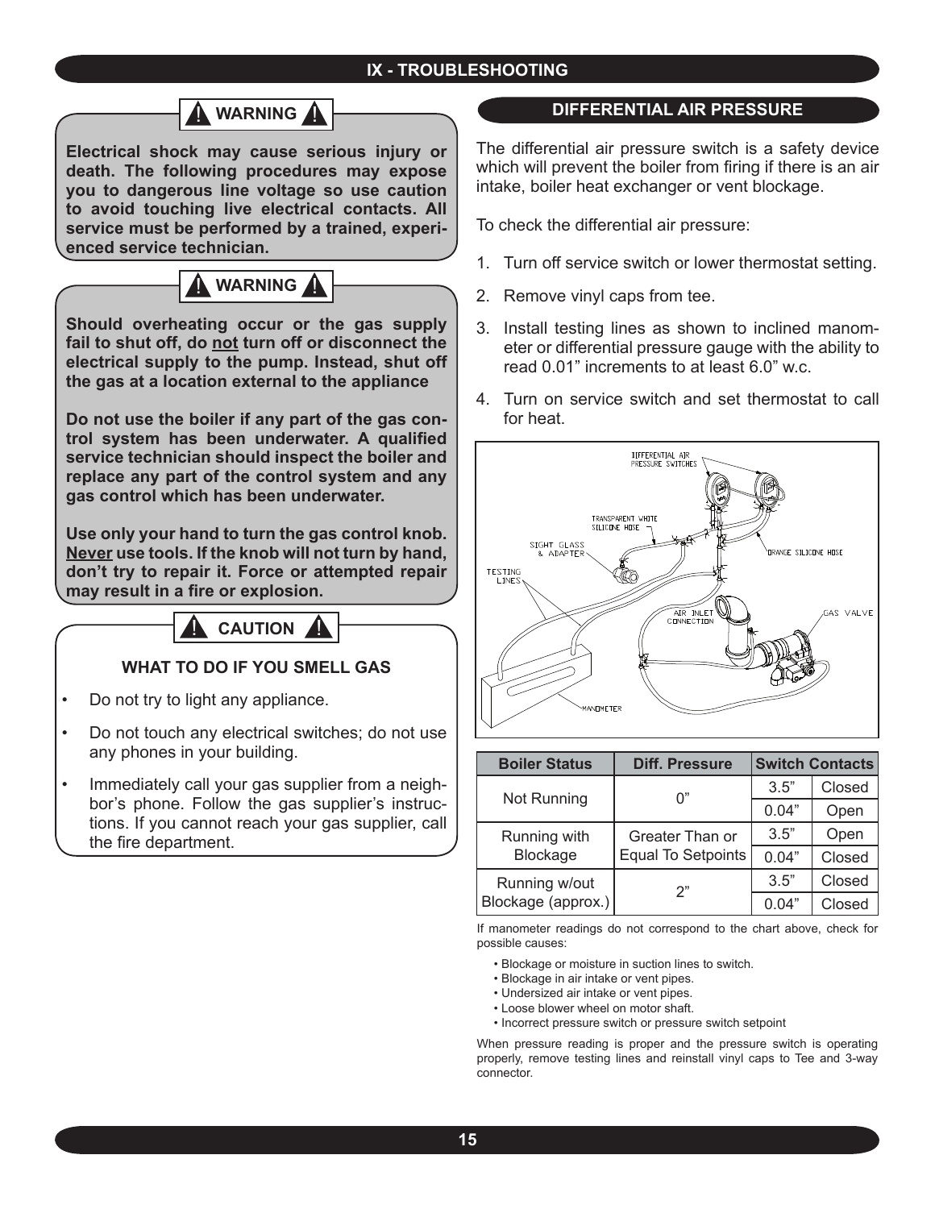# IX - TROUBLESHOOTING

**⚠ WARNING ⚠**

**Electrical shock may cause serious injury or death. The following procedures may expose you to dangerous line voltage so use caution to avoid touching live electrical contacts. All service must be performed by a trained, experienced service technician.**

**⚠ WARNING ⚠**

**Should overheating occur or the gas supply fail to shut off, do not turn off or disconnect the electrical supply to the pump. Instead, shut off the gas at a location external to the appliance**

**Do not use the boiler if any part of the gas control system has been underwater. A qualified service technician should inspect the boiler and replace any part of the control system and any gas control which has been underwater.**

**Use only your hand to turn the gas control knob. Never use tools. If the knob will not turn by hand, don't try to repair it. Force or attempted repair may result in a fire or explosion.**

**⚠ CAUTION ⚠**

**WHAT TO DO IF YOU SMELL GAS**

- Do not try to light any appliance.
- Do not touch any electrical switches; do not use any phones in your building.
- Immediately call your gas supplier from a neighbor's phone. Follow the gas supplier's instructions. If you cannot reach your gas supplier, call the fire department.

## DIFFERENTIAL AIR PRESSURE

The differential air pressure switch is a safety device which will prevent the boiler from firing if there is an air intake, boiler heat exchanger or vent blockage.

To check the differential air pressure:

1. Turn off service switch or lower thermostat setting.
2. Remove vinyl caps from tee.
3. Install testing lines as shown to inclined manometer or differential pressure gauge with the ability to read 0.01" increments to at least 6.0" w.c.
4. Turn on service switch and set thermostat to call for heat.

DIFFERENTIAL AIR PRESSURE SWITCHES, TRANSPARENT WHITE SILICONE HOSE, SIGHT GLASS & ADAPTER, TESTING LINES, ORANGE SILICONE HOSE, AIR INLET CONNECTION, GAS VALVE, MANOMETER

| Boiler Status | Diff. Pressure | Switch Contacts | |
|---|---|---|---|
| Not Running | 0" | 3.5" | Closed |
| | | 0.04" | Open |
| Running with Blockage | Greater Than or Equal To Setpoints | 3.5" | Open |
| | | 0.04" | Closed |
| Running w/out Blockage (approx.) | 2" | 3.5" | Closed |
| | | 0.04" | Closed |

If manometer readings do not correspond to the chart above, check for possible causes:

- Blockage or moisture in suction lines to switch.
- Blockage in air intake or vent pipes.
- Undersized air intake or vent pipes.
- Loose blower wheel on motor shaft.
- Incorrect pressure switch or pressure switch setpoint

When pressure reading is proper and the pressure switch is operating properly, remove testing lines and reinstall vinyl caps to Tee and 3-way connector.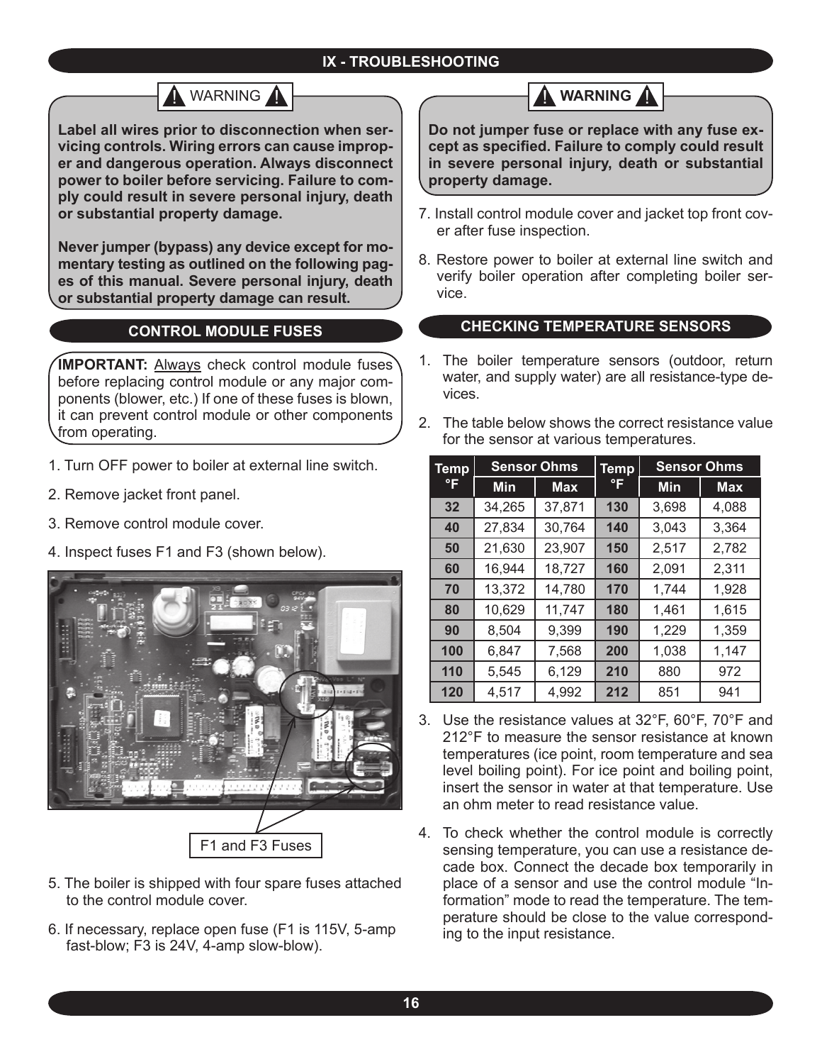## IX - TROUBLESHOOTING

**⚠ WARNING ⚠**

**Label all wires prior to disconnection when servicing controls. Wiring errors can cause improper and dangerous operation. Always disconnect power to boiler before servicing. Failure to comply could result in severe personal injury, death or substantial property damage.**

**Never jumper (bypass) any device except for momentary testing as outlined on the following pages of this manual. Severe personal injury, death or substantial property damage can result.**

### CONTROL MODULE FUSES

**IMPORTANT:** Always check control module fuses before replacing control module or any major components (blower, etc.) If one of these fuses is blown, it can prevent control module or other components from operating.

1. Turn OFF power to boiler at external line switch.
2. Remove jacket front panel.
3. Remove control module cover.
4. Inspect fuses F1 and F3 (shown below).

F1 and F3 Fuses

5. The boiler is shipped with four spare fuses attached to the control module cover.
6. If necessary, replace open fuse (F1 is 115V, 5-amp fast-blow; F3 is 24V, 4-amp slow-blow).

**⚠ WARNING ⚠**

**Do not jumper fuse or replace with any fuse except as specified. Failure to comply could result in severe personal injury, death or substantial property damage.**

7. Install control module cover and jacket top front cover after fuse inspection.
8. Restore power to boiler at external line switch and verify boiler operation after completing boiler service.

### CHECKING TEMPERATURE SENSORS

1. The boiler temperature sensors (outdoor, return water, and supply water) are all resistance-type devices.
2. The table below shows the correct resistance value for the sensor at various temperatures.

| Temp °F | Sensor Ohms | | Temp °F | Sensor Ohms | |
|---|---|---|---|---|---|
| | Min | Max | | Min | Max |
| 32 | 34,265 | 37,871 | 130 | 3,698 | 4,088 |
| 40 | 27,834 | 30,764 | 140 | 3,043 | 3,364 |
| 50 | 21,630 | 23,907 | 150 | 2,517 | 2,782 |
| 60 | 16,944 | 18,727 | 160 | 2,091 | 2,311 |
| 70 | 13,372 | 14,780 | 170 | 1,744 | 1,928 |
| 80 | 10,629 | 11,747 | 180 | 1,461 | 1,615 |
| 90 | 8,504 | 9,399 | 190 | 1,229 | 1,359 |
| 100 | 6,847 | 7,568 | 200 | 1,038 | 1,147 |
| 110 | 5,545 | 6,129 | 210 | 880 | 972 |
| 120 | 4,517 | 4,992 | 212 | 851 | 941 |

3. Use the resistance values at 32°F, 60°F, 70°F and 212°F to measure the sensor resistance at known temperatures (ice point, room temperature and sea level boiling point). For ice point and boiling point, insert the sensor in water at that temperature. Use an ohm meter to read resistance value.
4. To check whether the control module is correctly sensing temperature, you can use a resistance decade box. Connect the decade box temporarily in place of a sensor and use the control module "Information" mode to read the temperature. The temperature should be close to the value corresponding to the input resistance.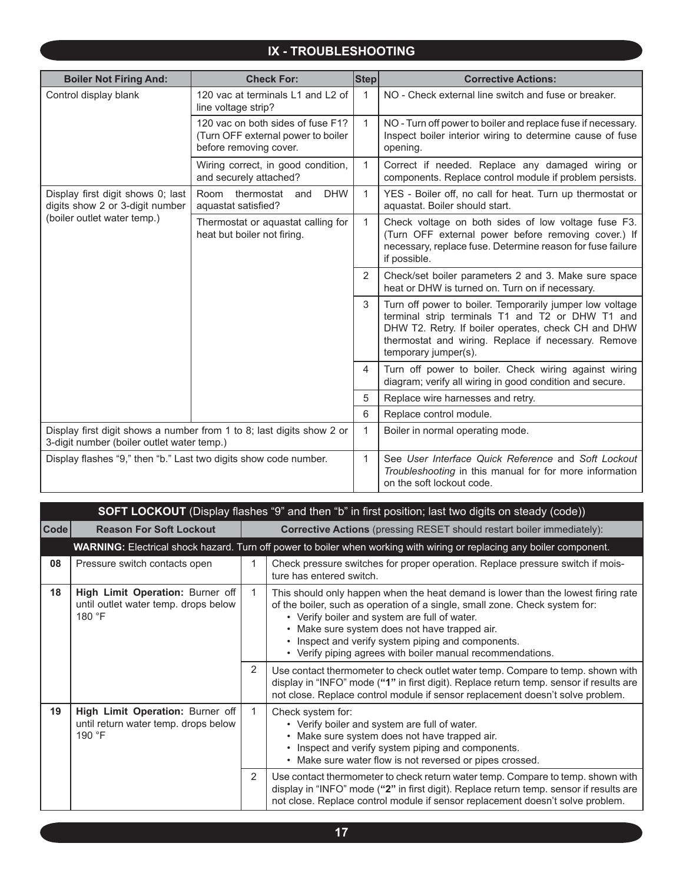## IX - TROUBLESHOOTING

| Boiler Not Firing And: | Check For: | Step | Corrective Actions: |
|---|---|---|---|
| Control display blank | 120 vac at terminals L1 and L2 of line voltage strip? | 1 | NO - Check external line switch and fuse or breaker. |
| | 120 vac on both sides of fuse F1? (Turn OFF external power to boiler before removing cover. | 1 | NO - Turn off power to boiler and replace fuse if necessary. Inspect boiler interior wiring to determine cause of fuse opening. |
| | Wiring correct, in good condition, and securely attached? | 1 | Correct if needed. Replace any damaged wiring or components. Replace control module if problem persists. |
| Display first digit shows 0; last digits show 2 or 3-digit number (boiler outlet water temp.) | Room thermostat and DHW aquastat satisfied? | 1 | YES - Boiler off, no call for heat. Turn up thermostat or aquastat. Boiler should start. |
| | Thermostat or aquastat calling for heat but boiler not firing. | 1 | Check voltage on both sides of low voltage fuse F3. (Turn OFF external power before removing cover.) If necessary, replace fuse. Determine reason for fuse failure if possible. |
| | | 2 | Check/set boiler parameters 2 and 3. Make sure space heat or DHW is turned on. Turn on if necessary. |
| | | 3 | Turn off power to boiler. Temporarily jumper low voltage terminal strip terminals T1 and T2 or DHW T1 and DHW T2. Retry. If boiler operates, check CH and DHW thermostat and wiring. Replace if necessary. Remove temporary jumper(s). |
| | | 4 | Turn off power to boiler. Check wiring against wiring diagram; verify all wiring in good condition and secure. |
| | | 5 | Replace wire harnesses and retry. |
| | | 6 | Replace control module. |
| Display first digit shows a number from 1 to 8; last digits show 2 or 3-digit number (boiler outlet water temp.) | | 1 | Boiler in normal operating mode. |
| Display flashes "9," then "b." Last two digits show code number. | | 1 | See *User Interface Quick Reference* and *Soft Lockout Troubleshooting* in this manual for for more information on the soft lockout code. |

**SOFT LOCKOUT** (Display flashes "9" and then "b" in first position; last two digits on steady (code))

| Code | Reason For Soft Lockout | | Corrective Actions (pressing RESET should restart boiler immediately): |
|---|---|---|---|
| | **WARNING:** Electrical shock hazard. Turn off power to boiler when working with wiring or replacing any boiler component. | | |
| 08 | Pressure switch contacts open | 1 | Check pressure switches for proper operation. Replace pressure switch if moisture has entered switch. |
| 18 | **High Limit Operation:** Burner off until outlet water temp. drops below 180 °F | 1 | This should only happen when the heat demand is lower than the lowest firing rate of the boiler, such as operation of a single, small zone. Check system for:<br>• Verify boiler and system are full of water.<br>• Make sure system does not have trapped air.<br>• Inspect and verify system piping and components.<br>• Verify piping agrees with boiler manual recommendations. |
| | | 2 | Use contact thermometer to check outlet water temp. Compare to temp. shown with display in "INFO" mode (**"1"** in first digit). Replace return temp. sensor if results are not close. Replace control module if sensor replacement doesn't solve problem. |
| 19 | **High Limit Operation:** Burner off until return water temp. drops below 190 °F | 1 | Check system for:<br>• Verify boiler and system are full of water.<br>• Make sure system does not have trapped air.<br>• Inspect and verify system piping and components.<br>• Make sure water flow is not reversed or pipes crossed. |
| | | 2 | Use contact thermometer to check return water temp. Compare to temp. shown with display in "INFO" mode (**"2"** in first digit). Replace return temp. sensor if results are not close. Replace control module if sensor replacement doesn't solve problem. |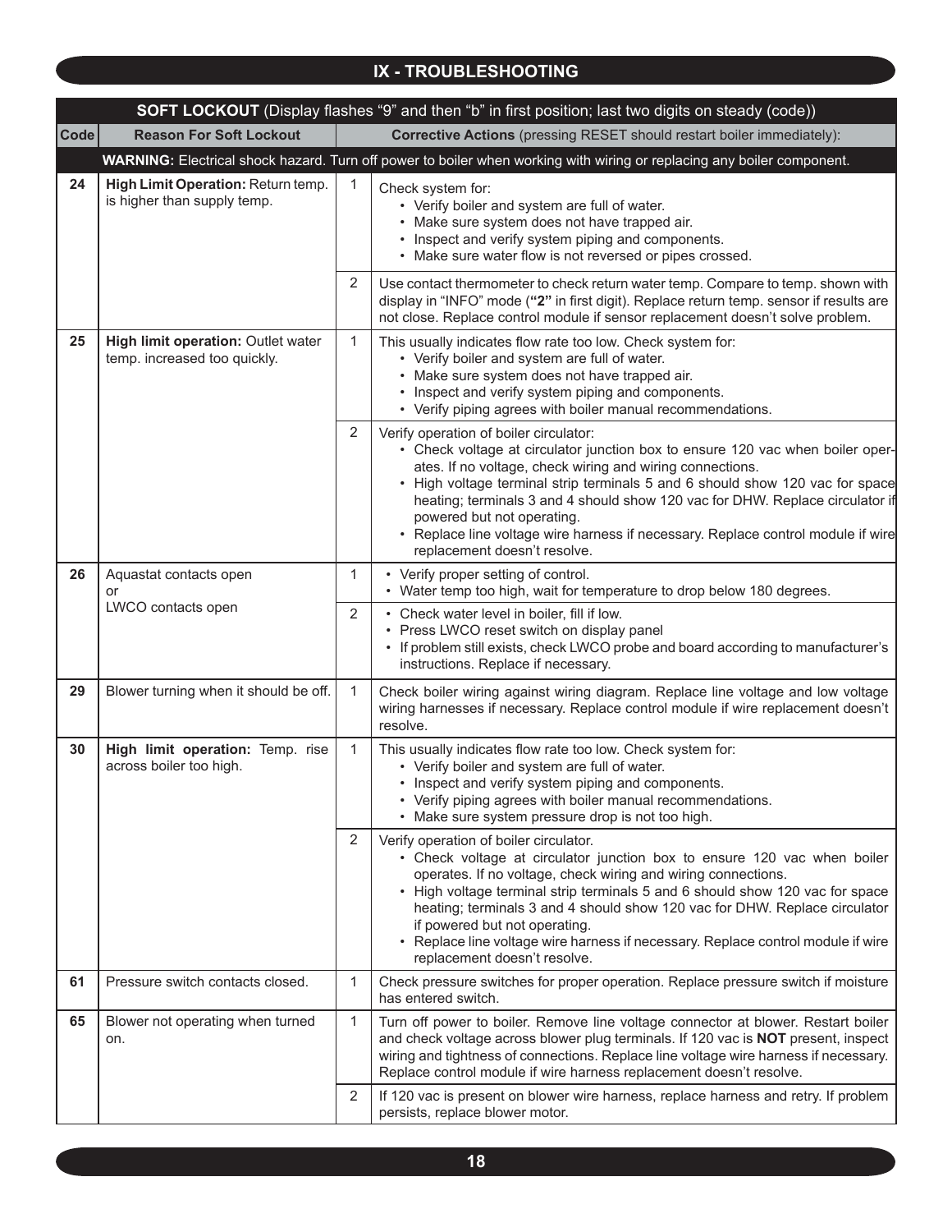# IX - TROUBLESHOOTING

| **SOFT LOCKOUT** (Display flashes "9" and then "b" in first position; last two digits on steady (code)) | | | |
|---|---|---|---|
| **Code** | **Reason For Soft Lockout** | | **Corrective Actions** (pressing RESET should restart boiler immediately): |
| | | | **WARNING:** Electrical shock hazard. Turn off power to boiler when working with wiring or replacing any boiler component. |
| **24** | **High Limit Operation:** Return temp. is higher than supply temp. | 1 | Check system for:<br>• Verify boiler and system are full of water.<br>• Make sure system does not have trapped air.<br>• Inspect and verify system piping and components.<br>• Make sure water flow is not reversed or pipes crossed. |
| | | 2 | Use contact thermometer to check return water temp. Compare to temp. shown with display in "INFO" mode (**"2"** in first digit). Replace return temp. sensor if results are not close. Replace control module if sensor replacement doesn't solve problem. |
| **25** | **High limit operation:** Outlet water temp. increased too quickly. | 1 | This usually indicates flow rate too low. Check system for:<br>• Verify boiler and system are full of water.<br>• Make sure system does not have trapped air.<br>• Inspect and verify system piping and components.<br>• Verify piping agrees with boiler manual recommendations. |
| | | 2 | Verify operation of boiler circulator:<br>• Check voltage at circulator junction box to ensure 120 vac when boiler operates. If no voltage, check wiring and wiring connections.<br>• High voltage terminal strip terminals 5 and 6 should show 120 vac for space heating; terminals 3 and 4 should show 120 vac for DHW. Replace circulator if powered but not operating.<br>• Replace line voltage wire harness if necessary. Replace control module if wire replacement doesn't resolve. |
| **26** | Aquastat contacts open<br>or<br>LWCO contacts open | 1 | • Verify proper setting of control.<br>• Water temp too high, wait for temperature to drop below 180 degrees. |
| | | 2 | • Check water level in boiler, fill if low.<br>• Press LWCO reset switch on display panel<br>• If problem still exists, check LWCO probe and board according to manufacturer's instructions. Replace if necessary. |
| **29** | Blower turning when it should be off. | 1 | Check boiler wiring against wiring diagram. Replace line voltage and low voltage wiring harnesses if necessary. Replace control module if wire replacement doesn't resolve. |
| **30** | **High limit operation:** Temp. rise across boiler too high. | 1 | This usually indicates flow rate too low. Check system for:<br>• Verify boiler and system are full of water.<br>• Inspect and verify system piping and components.<br>• Verify piping agrees with boiler manual recommendations.<br>• Make sure system pressure drop is not too high. |
| | | 2 | Verify operation of boiler circulator.<br>• Check voltage at circulator junction box to ensure 120 vac when boiler operates. If no voltage, check wiring and wiring connections.<br>• High voltage terminal strip terminals 5 and 6 should show 120 vac for space heating; terminals 3 and 4 should show 120 vac for DHW. Replace circulator if powered but not operating.<br>• Replace line voltage wire harness if necessary. Replace control module if wire replacement doesn't resolve. |
| **61** | Pressure switch contacts closed. | 1 | Check pressure switches for proper operation. Replace pressure switch if moisture has entered switch. |
| **65** | Blower not operating when turned on. | 1 | Turn off power to boiler. Remove line voltage connector at blower. Restart boiler and check voltage across blower plug terminals. If 120 vac is **NOT** present, inspect wiring and tightness of connections. Replace line voltage wire harness if necessary. Replace control module if wire harness replacement doesn't resolve. |
| | | 2 | If 120 vac is present on blower wire harness, replace harness and retry. If problem persists, replace blower motor. |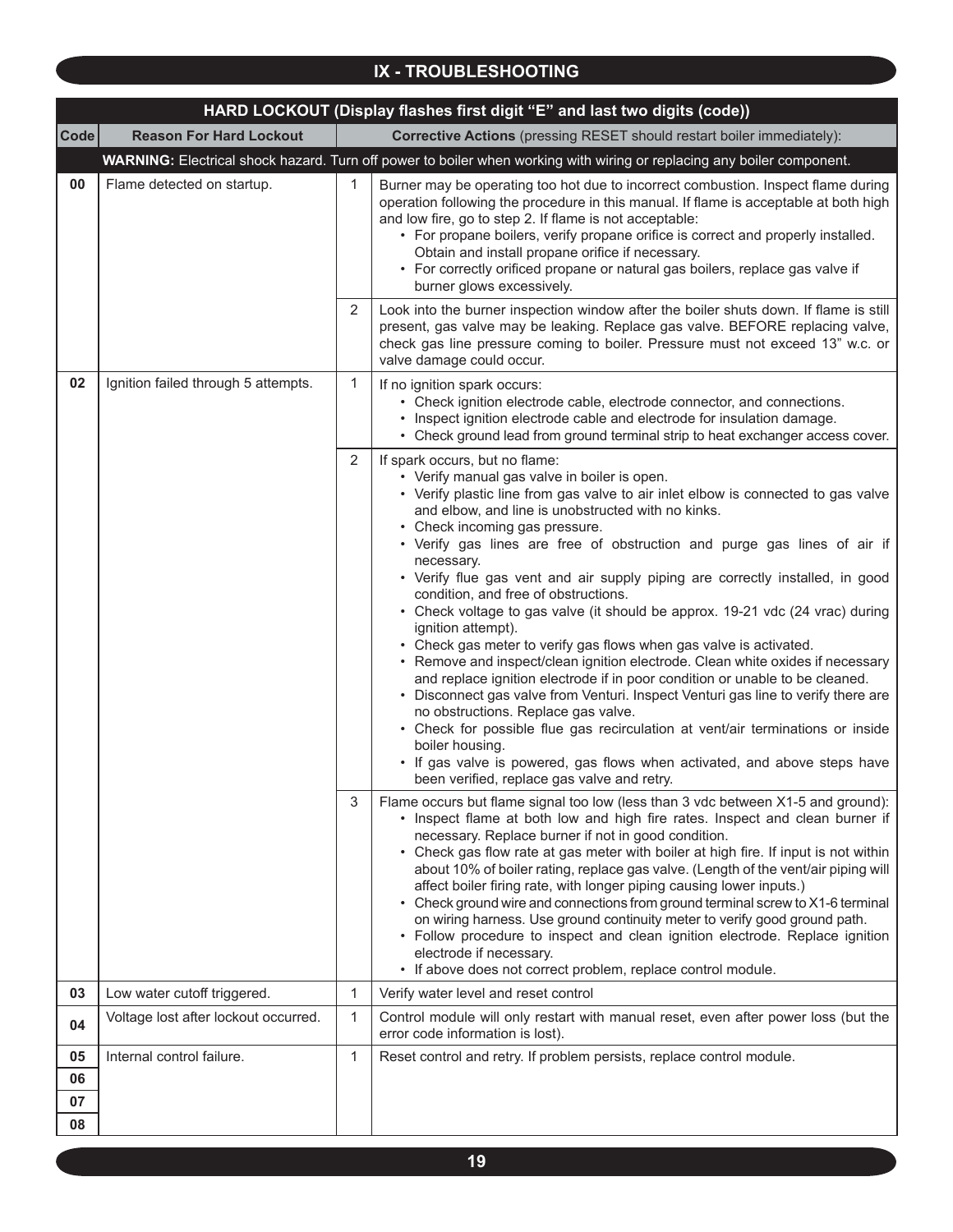# IX - TROUBLESHOOTING

**HARD LOCKOUT (Display flashes first digit "E" and last two digits (code))**

| Code | Reason For Hard Lockout | | Corrective Actions (pressing RESET should restart boiler immediately): |
|---|---|---|---|
| | **WARNING:** Electrical shock hazard. Turn off power to boiler when working with wiring or replacing any boiler component. | | |
| **00** | Flame detected on startup. | 1 | Burner may be operating too hot due to incorrect combustion. Inspect flame during operation following the procedure in this manual. If flame is acceptable at both high and low fire, go to step 2. If flame is not acceptable:<br>• For propane boilers, verify propane orifice is correct and properly installed. Obtain and install propane orifice if necessary.<br>• For correctly orificed propane or natural gas boilers, replace gas valve if burner glows excessively. |
| | | 2 | Look into the burner inspection window after the boiler shuts down. If flame is still present, gas valve may be leaking. Replace gas valve. BEFORE replacing valve, check gas line pressure coming to boiler. Pressure must not exceed 13" w.c. or valve damage could occur. |
| **02** | Ignition failed through 5 attempts. | 1 | If no ignition spark occurs:<br>• Check ignition electrode cable, electrode connector, and connections.<br>• Inspect ignition electrode cable and electrode for insulation damage.<br>• Check ground lead from ground terminal strip to heat exchanger access cover. |
| | | 2 | If spark occurs, but no flame:<br>• Verify manual gas valve in boiler is open.<br>• Verify plastic line from gas valve to air inlet elbow is connected to gas valve and elbow, and line is unobstructed with no kinks.<br>• Check incoming gas pressure.<br>• Verify gas lines are free of obstruction and purge gas lines of air if necessary.<br>• Verify flue gas vent and air supply piping are correctly installed, in good condition, and free of obstructions.<br>• Check voltage to gas valve (it should be approx. 19-21 vdc (24 vrac) during ignition attempt).<br>• Check gas meter to verify gas flows when gas valve is activated.<br>• Remove and inspect/clean ignition electrode. Clean white oxides if necessary and replace ignition electrode if in poor condition or unable to be cleaned.<br>• Disconnect gas valve from Venturi. Inspect Venturi gas line to verify there are no obstructions. Replace gas valve.<br>• Check for possible flue gas recirculation at vent/air terminations or inside boiler housing.<br>• If gas valve is powered, gas flows when activated, and above steps have been verified, replace gas valve and retry. |
| | | 3 | Flame occurs but flame signal too low (less than 3 vdc between X1-5 and ground):<br>• Inspect flame at both low and high fire rates. Inspect and clean burner if necessary. Replace burner if not in good condition.<br>• Check gas flow rate at gas meter with boiler at high fire. If input is not within about 10% of boiler rating, replace gas valve. (Length of the vent/air piping will affect boiler firing rate, with longer piping causing lower inputs.)<br>• Check ground wire and connections from ground terminal screw to X1-6 terminal on wiring harness. Use ground continuity meter to verify good ground path.<br>• Follow procedure to inspect and clean ignition electrode. Replace ignition electrode if necessary.<br>• If above does not correct problem, replace control module. |
| **03** | Low water cutoff triggered. | 1 | Verify water level and reset control |
| **04** | Voltage lost after lockout occurred. | 1 | Control module will only restart with manual reset, even after power loss (but the error code information is lost). |
| **05**<br>**06**<br>**07**<br>**08** | Internal control failure. | 1 | Reset control and retry. If problem persists, replace control module. |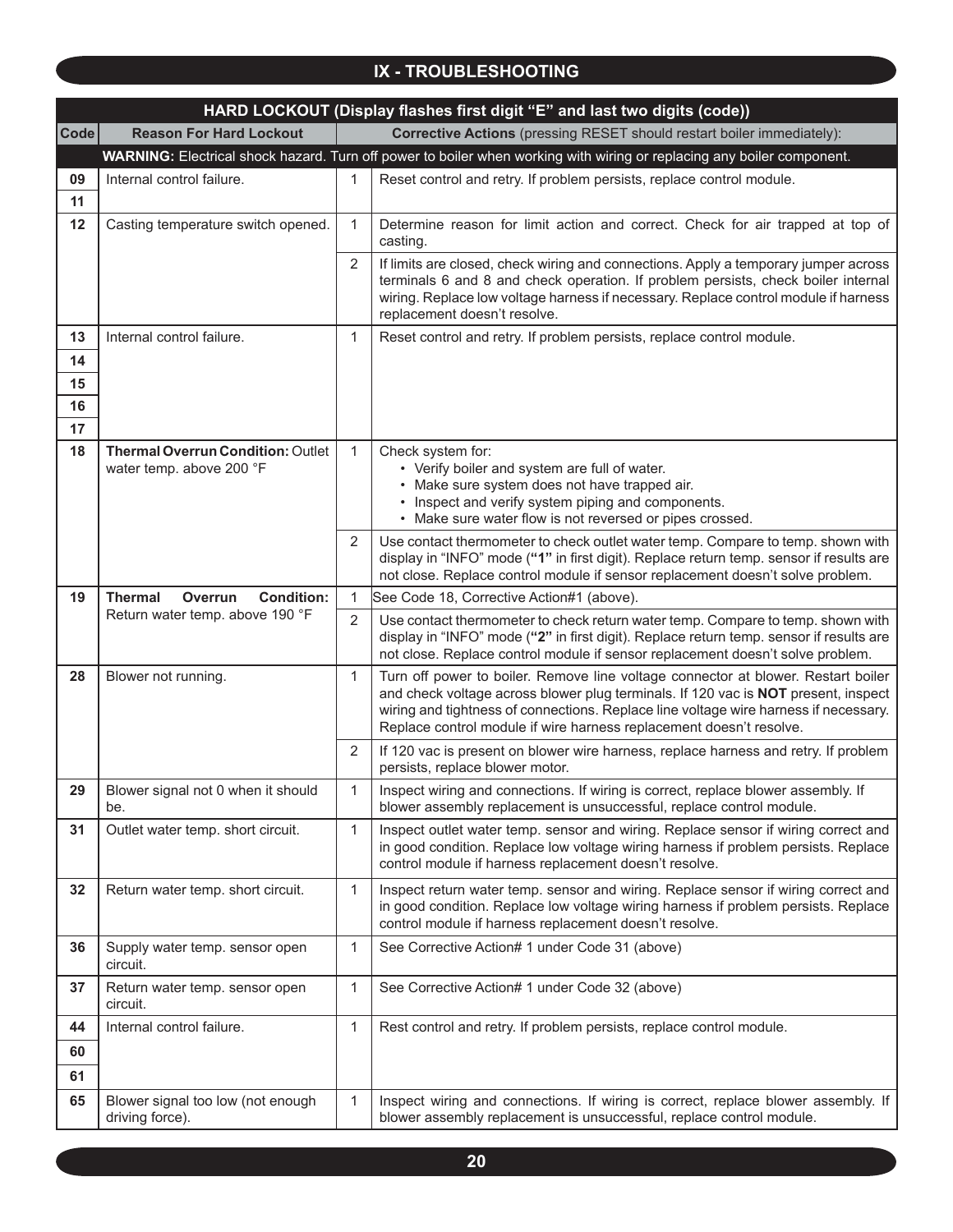## IX - TROUBLESHOOTING

| HARD LOCKOUT (Display flashes first digit "E" and last two digits (code)) | | | |
|---|---|---|---|
| **Code** | **Reason For Hard Lockout** | **Corrective Actions** (pressing RESET should restart boiler immediately): | |
| **WARNING:** Electrical shock hazard. Turn off power to boiler when working with wiring or replacing any boiler component. | | | |
| **09**<br>**11** | Internal control failure. | 1 | Reset control and retry. If problem persists, replace control module. |
| **12** | Casting temperature switch opened. | 1 | Determine reason for limit action and correct. Check for air trapped at top of casting. |
| | | 2 | If limits are closed, check wiring and connections. Apply a temporary jumper across terminals 6 and 8 and check operation. If problem persists, check boiler internal wiring. Replace low voltage harness if necessary. Replace control module if harness replacement doesn't resolve. |
| **13**<br>**14**<br>**15**<br>**16**<br>**17** | Internal control failure. | 1 | Reset control and retry. If problem persists, replace control module. |
| **18** | **Thermal Overrun Condition:** Outlet water temp. above 200 °F | 1 | Check system for:<br>• Verify boiler and system are full of water.<br>• Make sure system does not have trapped air.<br>• Inspect and verify system piping and components.<br>• Make sure water flow is not reversed or pipes crossed. |
| | | 2 | Use contact thermometer to check outlet water temp. Compare to temp. shown with display in "INFO" mode (**"1"** in first digit). Replace return temp. sensor if results are not close. Replace control module if sensor replacement doesn't solve problem. |
| **19** | **Thermal Overrun Condition:** Return water temp. above 190 °F | 1 | See Code 18, Corrective Action#1 (above). |
| | | 2 | Use contact thermometer to check return water temp. Compare to temp. shown with display in "INFO" mode (**"2"** in first digit). Replace return temp. sensor if results are not close. Replace control module if sensor replacement doesn't solve problem. |
| **28** | Blower not running. | 1 | Turn off power to boiler. Remove line voltage connector at blower. Restart boiler and check voltage across blower plug terminals. If 120 vac is **NOT** present, inspect wiring and tightness of connections. Replace line voltage wire harness if necessary. Replace control module if wire harness replacement doesn't resolve. |
| | | 2 | If 120 vac is present on blower wire harness, replace harness and retry. If problem persists, replace blower motor. |
| **29** | Blower signal not 0 when it should be. | 1 | Inspect wiring and connections. If wiring is correct, replace blower assembly. If blower assembly replacement is unsuccessful, replace control module. |
| **31** | Outlet water temp. short circuit. | 1 | Inspect outlet water temp. sensor and wiring. Replace sensor if wiring correct and in good condition. Replace low voltage wiring harness if problem persists. Replace control module if harness replacement doesn't resolve. |
| **32** | Return water temp. short circuit. | 1 | Inspect return water temp. sensor and wiring. Replace sensor if wiring correct and in good condition. Replace low voltage wiring harness if problem persists. Replace control module if harness replacement doesn't resolve. |
| **36** | Supply water temp. sensor open circuit. | 1 | See Corrective Action# 1 under Code 31 (above) |
| **37** | Return water temp. sensor open circuit. | 1 | See Corrective Action# 1 under Code 32 (above) |
| **44**<br>**60**<br>**61** | Internal control failure. | 1 | Rest control and retry. If problem persists, replace control module. |
| **65** | Blower signal too low (not enough driving force). | 1 | Inspect wiring and connections. If wiring is correct, replace blower assembly. If blower assembly replacement is unsuccessful, replace control module. |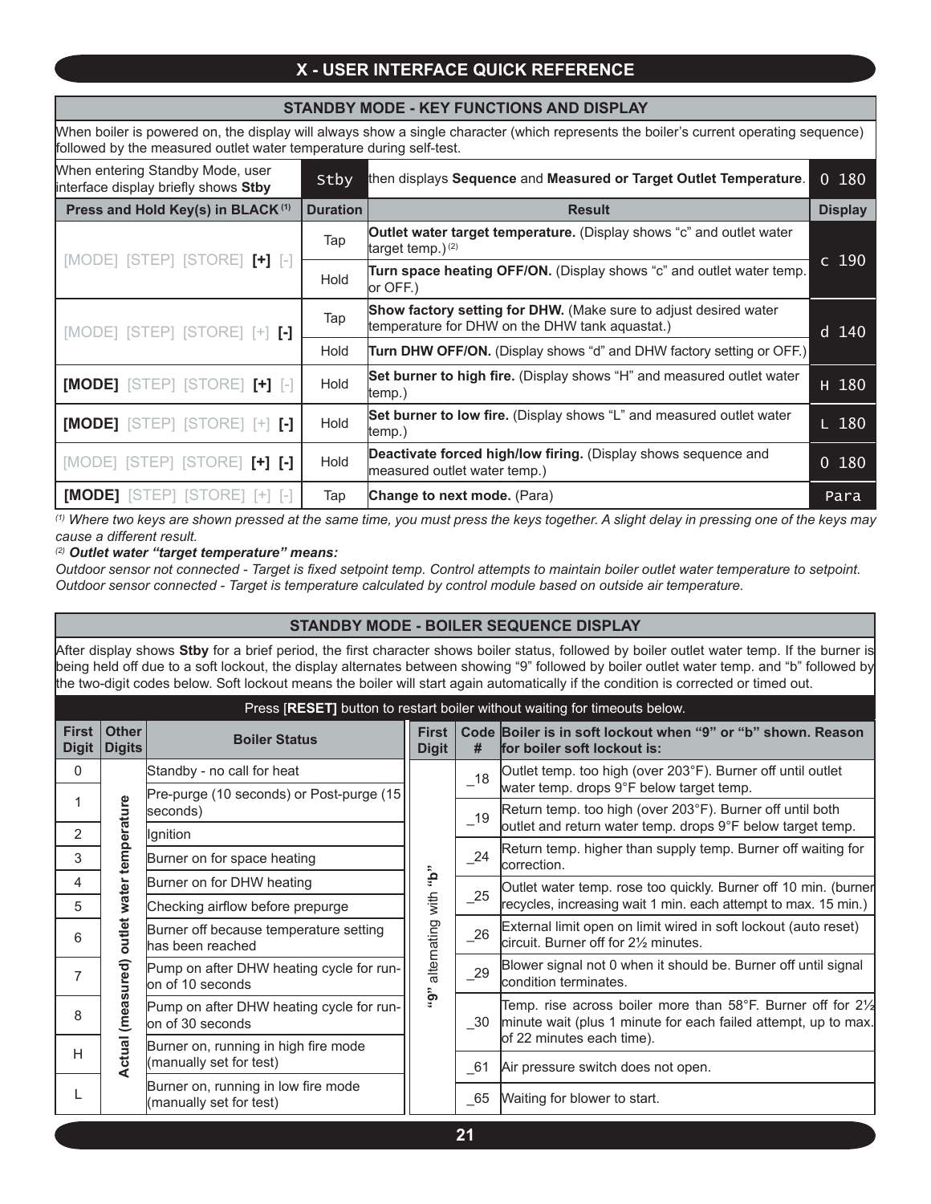# X - USER INTERFACE QUICK REFERENCE

## STANDBY MODE - KEY FUNCTIONS AND DISPLAY

When boiler is powered on, the display will always show a single character (which represents the boiler's current operating sequence) followed by the measured outlet water temperature during self-test.

| When entering Standby Mode, user interface display briefly shows **Stby** | Stby | then displays **Sequence** and **Measured or Target Outlet Temperature**. | 0 180 |
|---|---|---|---|
| **Press and Hold Key(s) in BLACK** [1] | **Duration** | **Result** | **Display** |
| [MODE] [STEP] [STORE] **[+]** [-] | Tap | **Outlet water target temperature.** (Display shows "c" and outlet water target temp.) [2] | c 190 |
| | Hold | **Turn space heating OFF/ON.** (Display shows "c" and outlet water temp. or OFF.) | |
| [MODE] [STEP] [STORE] [+] **[-]** | Tap | **Show factory setting for DHW.** (Make sure to adjust desired water temperature for DHW on the DHW tank aquastat.) | d 140 |
| | Hold | **Turn DHW OFF/ON.** (Display shows "d" and DHW factory setting or OFF.) | |
| **[MODE]** [STEP] [STORE] **[+]** [-] | Hold | **Set burner to high fire.** (Display shows "H" and measured outlet water temp.) | H 180 |
| **[MODE]** [STEP] [STORE] [+] **[-]** | Hold | **Set burner to low fire.** (Display shows "L" and measured outlet water temp.) | L 180 |
| [MODE] [STEP] [STORE] **[+] [-]** | Hold | **Deactivate forced high/low firing.** (Display shows sequence and measured outlet water temp.) | 0 180 |
| **[MODE]** [STEP] [STORE] [+] [-] | Tap | **Change to next mode.** (Para) | Para |

*[1] Where two keys are shown pressed at the same time, you must press the keys together. A slight delay in pressing one of the keys may cause a different result.*

*[2] **Outlet water "target temperature" means:***

*Outdoor sensor not connected - Target is fixed setpoint temp. Control attempts to maintain boiler outlet water temperature to setpoint.*
*Outdoor sensor connected - Target is temperature calculated by control module based on outside air temperature.*

## STANDBY MODE - BOILER SEQUENCE DISPLAY

After display shows **Stby** for a brief period, the first character shows boiler status, followed by boiler outlet water temp. If the burner is being held off due to a soft lockout, the display alternates between showing "9" followed by boiler outlet water temp. and "b" followed by the two-digit codes below. Soft lockout means the boiler will start again automatically if the condition is corrected or timed out.

Press **[RESET]** button to restart boiler without waiting for timeouts below.

| First Digit | Other Digits | Boiler Status |
|---|---|---|
| 0 | Actual (measured) outlet water temperature | Standby - no call for heat |
| 1 | | Pre-purge (10 seconds) or Post-purge (15 seconds) |
| 2 | | Ignition |
| 3 | | Burner on for space heating |
| 4 | | Burner on for DHW heating |
| 5 | | Checking airflow before prepurge |
| 6 | | Burner off because temperature setting has been reached |
| 7 | | Pump on after DHW heating cycle for run-on of 10 seconds |
| 8 | | Pump on after DHW heating cycle for run-on of 30 seconds |
| H | | Burner on, running in high fire mode (manually set for test) |
| L | | Burner on, running in low fire mode (manually set for test) |

| First Digit | Code # | Boiler is in soft lockout when "9" or "b" shown. Reason for boiler soft lockout is: |
|---|---|---|
| "9" alternating with "b" | _18 | Outlet temp. too high (over 203°F). Burner off until outlet water temp. drops 9°F below target temp. |
| | _19 | Return temp. too high (over 203°F). Burner off until both outlet and return water temp. drops 9°F below target temp. |
| | _24 | Return temp. higher than supply temp. Burner off waiting for correction. |
| | _25 | Outlet water temp. rose too quickly. Burner off 10 min. (burner recycles, increasing wait 1 min. each attempt to max. 15 min.) |
| | _26 | External limit open on limit wired in soft lockout (auto reset) circuit. Burner off for 2½ minutes. |
| | _29 | Blower signal not 0 when it should be. Burner off until signal condition terminates. |
| | _30 | Temp. rise across boiler more than 58°F. Burner off for 2½ minute wait (plus 1 minute for each failed attempt, up to max. of 22 minutes each time). |
| | _61 | Air pressure switch does not open. |
| | _65 | Waiting for blower to start. |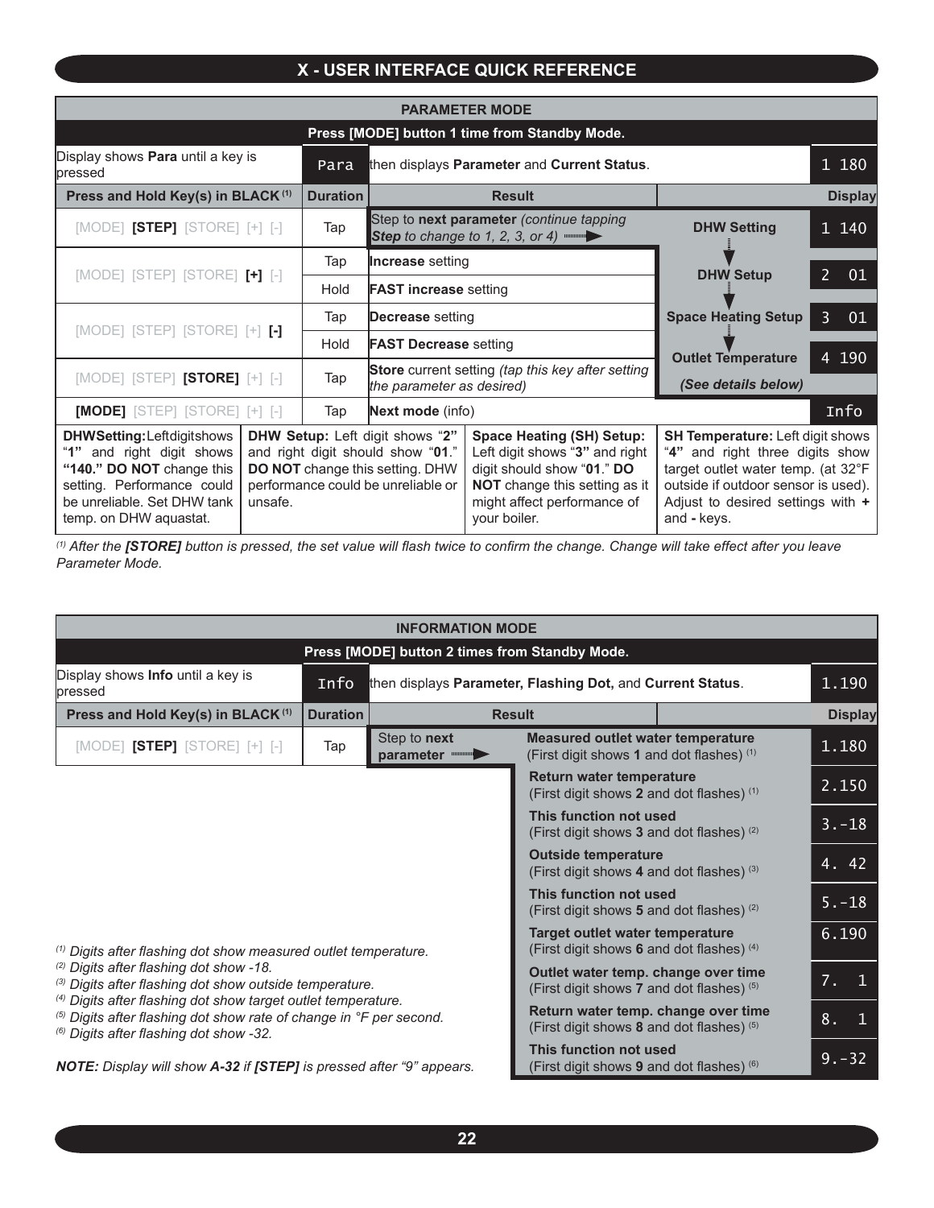# X - USER INTERFACE QUICK REFERENCE

## PARAMETER MODE

**Press [MODE] button 1 time from Standby Mode.**

| Display shows **Para** until a key is pressed | Para | then displays **Parameter** and **Current Status**. | | 1 180 |
|---|---|---|---|---|
| **Press and Hold Key(s) in BLACK** (1) | **Duration** | **Result** | | **Display** |
| [MODE] **[STEP]** [STORE] [+] [-] | Tap | Step to **next parameter** *(continue tapping* ***Step*** *to change to 1, 2, 3, or 4)* | **DHW Setting** | 1 140 |
| [MODE] [STEP] [STORE] **[+]** [-] | Tap | **Increase** setting | **DHW Setup** | 2 01 |
| | Hold | **FAST increase** setting | | |
| [MODE] [STEP] [STORE] [+] **[-]** | Tap | **Decrease** setting | **Space Heating Setup** | 3 01 |
| | Hold | **FAST Decrease** setting | **Outlet Temperature** | 4 190 |
| [MODE] [STEP] **[STORE]** [+] [-] | Tap | **Store** current setting *(tap this key after setting the parameter as desired)* | ***(See details below)*** | |
| **[MODE]** [STEP] [STORE] [+] [-] | Tap | **Next mode** (info) | | Info |

| **DHW Setting:** Left digit shows "**1**" and right digit shows **"140." DO NOT** change this setting. Performance could be unreliable. Set DHW tank temp. on DHW aquastat. | **DHW Setup:** Left digit shows "**2**" and right digit should show "**01**." **DO NOT** change this setting. DHW performance could be unreliable or unsafe. | **Space Heating (SH) Setup:** Left digit shows "**3**" and right digit should show "**01**." **DO NOT** change this setting as it might affect performance of your boiler. | **SH Temperature:** Left digit shows "**4**" and right three digits show target outlet water temp. (at 32°F outside if outdoor sensor is used). Adjust to desired settings with **+** and **-** keys. |
|---|---|---|---|

*(1) After the* ***[STORE]*** *button is pressed, the set value will flash twice to confirm the change. Change will take effect after you leave Parameter Mode.*

## INFORMATION MODE

**Press [MODE] button 2 times from Standby Mode.**

| Display shows **Info** until a key is pressed | Info | then displays **Parameter, Flashing Dot,** and **Current Status**. | | 1.190 |
|---|---|---|---|---|
| **Press and Hold Key(s) in BLACK** (1) | **Duration** | **Result** | | **Display** |
| [MODE] **[STEP]** [STORE] [+] [-] | Tap | Step to **next parameter** | **Measured outlet water temperature** (First digit shows **1** and dot flashes) (1) | 1.180 |
| | | | **Return water temperature** (First digit shows **2** and dot flashes) (1) | 2.150 |
| | | | **This function not used** (First digit shows **3** and dot flashes) (2) | 3.-18 |
| | | | **Outside temperature** (First digit shows **4** and dot flashes) (3) | 4. 42 |
| | | | **This function not used** (First digit shows **5** and dot flashes) (2) | 5.-18 |
| | | | **Target outlet water temperature** (First digit shows **6** and dot flashes) (4) | 6.190 |
| | | | **Outlet water temp. change over time** (First digit shows **7** and dot flashes) (5) | 7. 1 |
| | | | **Return water temp. change over time** (First digit shows **8** and dot flashes) (5) | 8. 1 |
| | | | **This function not used** (First digit shows **9** and dot flashes) (6) | 9.-32 |

*(1) Digits after flashing dot show measured outlet temperature.*
*(2) Digits after flashing dot show -18.*
*(3) Digits after flashing dot show outside temperature.*
*(4) Digits after flashing dot show target outlet temperature.*
*(5) Digits after flashing dot show rate of change in °F per second.*
*(6) Digits after flashing dot show -32.*

***NOTE:*** *Display will show* ***A-32*** *if* ***[STEP]*** *is pressed after "9" appears.*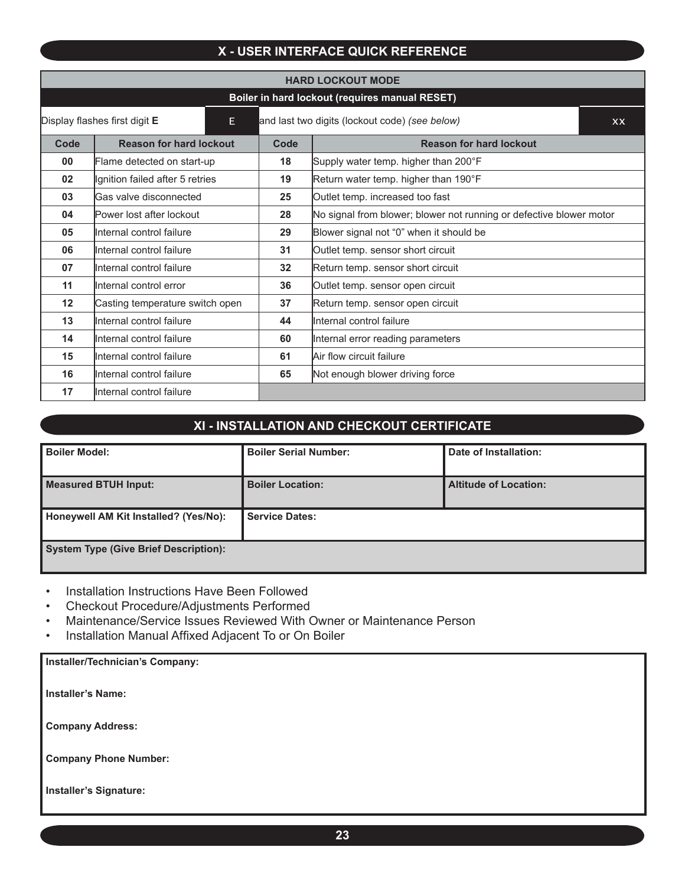## X - USER INTERFACE QUICK REFERENCE

| HARD LOCKOUT MODE | | | |
|---|---|---|---|
| **Boiler in hard lockout (requires manual RESET)** | | | |
| Display flashes first digit **E** | E | and last two digits (lockout code) *(see below)* | XX |
| **Code** | **Reason for hard lockout** | **Code** | **Reason for hard lockout** |
| **00** | Flame detected on start-up | **18** | Supply water temp. higher than 200°F |
| **02** | Ignition failed after 5 retries | **19** | Return water temp. higher than 190°F |
| **03** | Gas valve disconnected | **25** | Outlet temp. increased too fast |
| **04** | Power lost after lockout | **28** | No signal from blower; blower not running or defective blower motor |
| **05** | Internal control failure | **29** | Blower signal not "0" when it should be |
| **06** | Internal control failure | **31** | Outlet temp. sensor short circuit |
| **07** | Internal control failure | **32** | Return temp. sensor short circuit |
| **11** | Internal control error | **36** | Outlet temp. sensor open circuit |
| **12** | Casting temperature switch open | **37** | Return temp. sensor open circuit |
| **13** | Internal control failure | **44** | Internal control failure |
| **14** | Internal control failure | **60** | Internal error reading parameters |
| **15** | Internal control failure | **61** | Air flow circuit failure |
| **16** | Internal control failure | **65** | Not enough blower driving force |
| **17** | Internal control failure | | |

## XI - INSTALLATION AND CHECKOUT CERTIFICATE

| | | |
|---|---|---|
| **Boiler Model:** | **Boiler Serial Number:** | **Date of Installation:** |
| **Measured BTUH Input:** | **Boiler Location:** | **Altitude of Location:** |
| **Honeywell AM Kit Installed? (Yes/No):** | **Service Dates:** | |
| **System Type (Give Brief Description):** | | |

- Installation Instructions Have Been Followed
- Checkout Procedure/Adjustments Performed
- Maintenance/Service Issues Reviewed With Owner or Maintenance Person
- Installation Manual Affixed Adjacent To or On Boiler

**Installer/Technician's Company:**

**Installer's Name:**

**Company Address:**

**Company Phone Number:**

**Installer's Signature:**